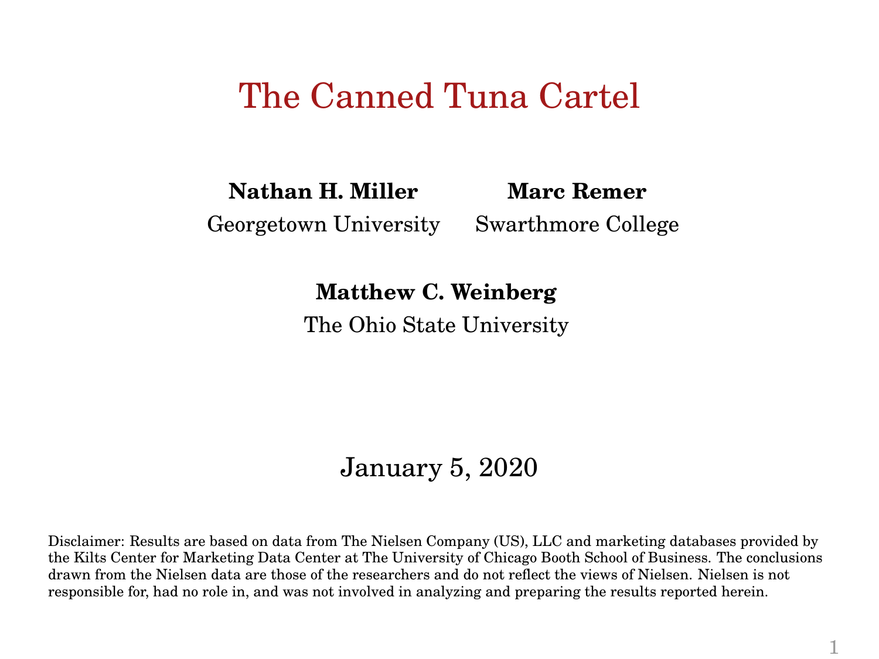# The Canned Tuna Cartel

**Nathan H. Miller**
Georgetown University

**Marc Remer**
Swarthmore College

**Matthew C. Weinberg**
The Ohio State University

January 5, 2020

Disclaimer: Results are based on data from The Nielsen Company (US), LLC and marketing databases provided by the Kilts Center for Marketing Data Center at The University of Chicago Booth School of Business. The conclusions drawn from the Nielsen data are those of the researchers and do not reflect the views of Nielsen. Nielsen is not responsible for, had no role in, and was not involved in analyzing and preparing the results reported herein.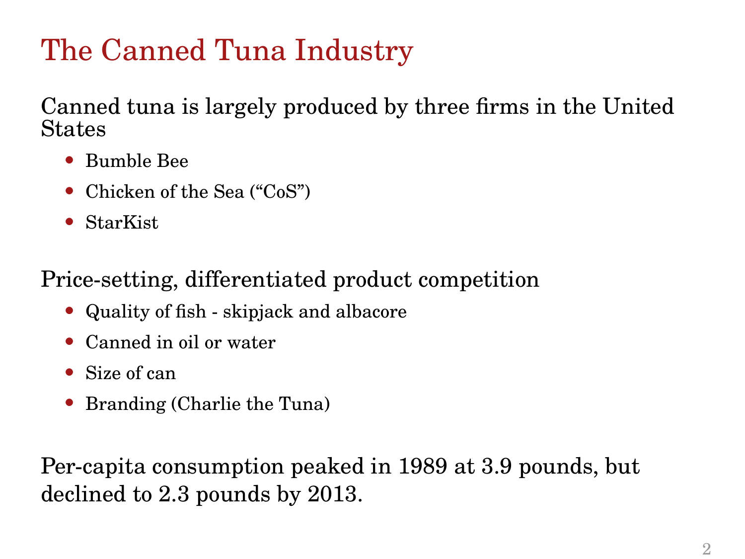# The Canned Tuna Industry

Canned tuna is largely produced by three firms in the United States

- Bumble Bee
- Chicken of the Sea ("CoS")
- StarKist

Price-setting, differentiated product competition

- Quality of fish - skipjack and albacore
- Canned in oil or water
- Size of can
- Branding (Charlie the Tuna)

Per-capita consumption peaked in 1989 at 3.9 pounds, but declined to 2.3 pounds by 2013.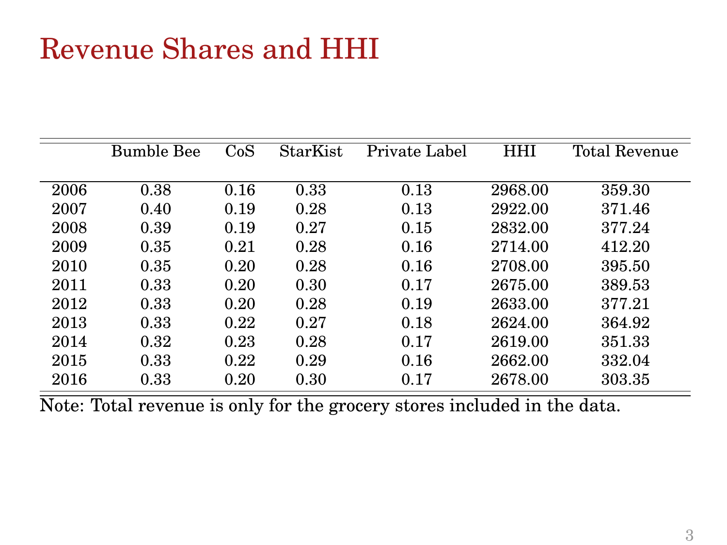# Revenue Shares and HHI

|  | Bumble Bee | CoS | StarKist | Private Label | HHI | Total Revenue |
|---|---|---|---|---|---|---|
| 2006 | 0.38 | 0.16 | 0.33 | 0.13 | 2968.00 | 359.30 |
| 2007 | 0.40 | 0.19 | 0.28 | 0.13 | 2922.00 | 371.46 |
| 2008 | 0.39 | 0.19 | 0.27 | 0.15 | 2832.00 | 377.24 |
| 2009 | 0.35 | 0.21 | 0.28 | 0.16 | 2714.00 | 412.20 |
| 2010 | 0.35 | 0.20 | 0.28 | 0.16 | 2708.00 | 395.50 |
| 2011 | 0.33 | 0.20 | 0.30 | 0.17 | 2675.00 | 389.53 |
| 2012 | 0.33 | 0.20 | 0.28 | 0.19 | 2633.00 | 377.21 |
| 2013 | 0.33 | 0.22 | 0.27 | 0.18 | 2624.00 | 364.92 |
| 2014 | 0.32 | 0.23 | 0.28 | 0.17 | 2619.00 | 351.33 |
| 2015 | 0.33 | 0.22 | 0.29 | 0.16 | 2662.00 | 332.04 |
| 2016 | 0.33 | 0.20 | 0.30 | 0.17 | 2678.00 | 303.35 |

Note: Total revenue is only for the grocery stores included in the data.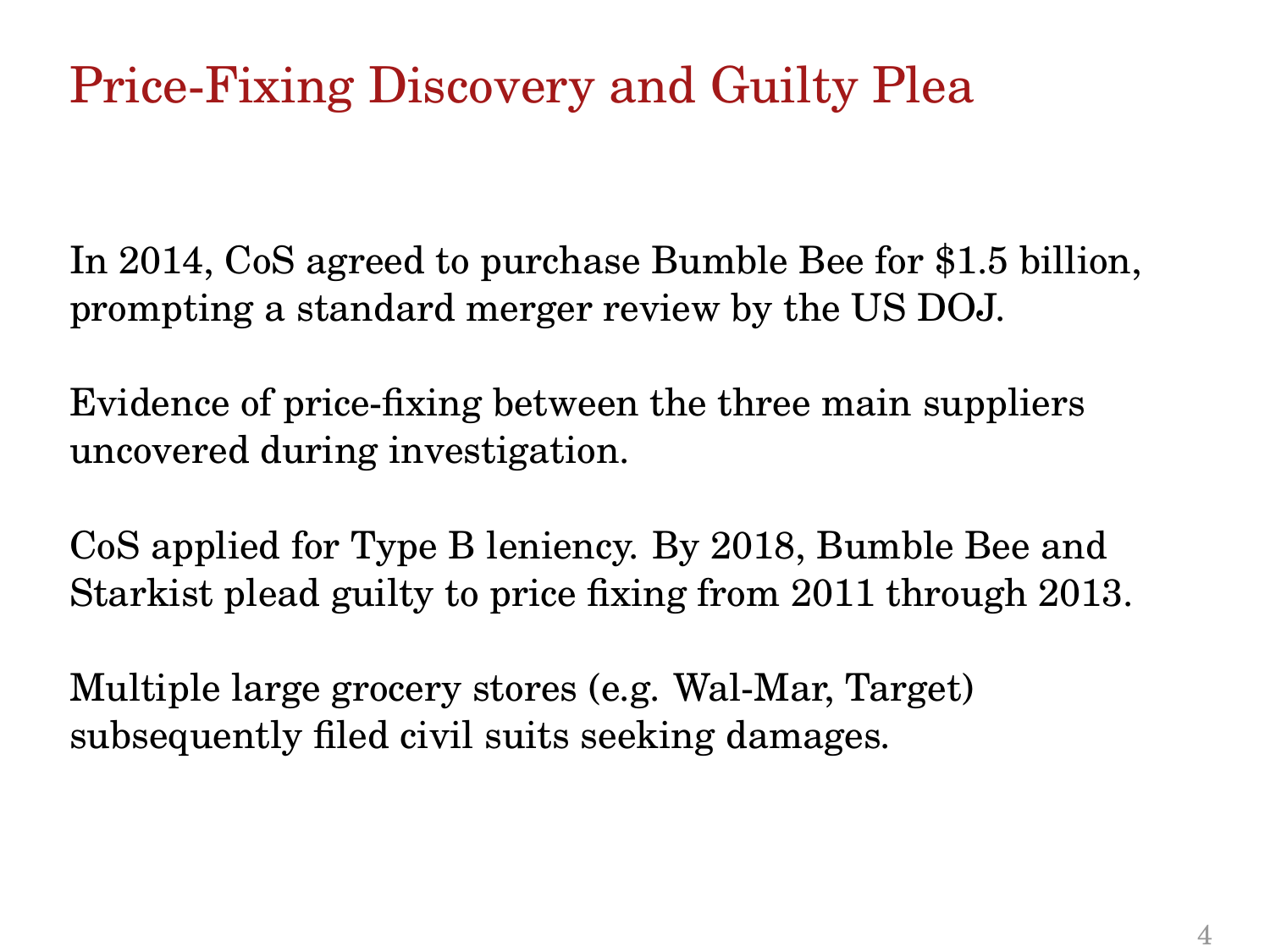# Price-Fixing Discovery and Guilty Plea

In 2014, CoS agreed to purchase Bumble Bee for $1.5 billion, prompting a standard merger review by the US DOJ.

Evidence of price-fixing between the three main suppliers uncovered during investigation.

CoS applied for Type B leniency. By 2018, Bumble Bee and Starkist plead guilty to price fixing from 2011 through 2013.

Multiple large grocery stores (e.g. Wal-Mar, Target) subsequently filed civil suits seeking damages.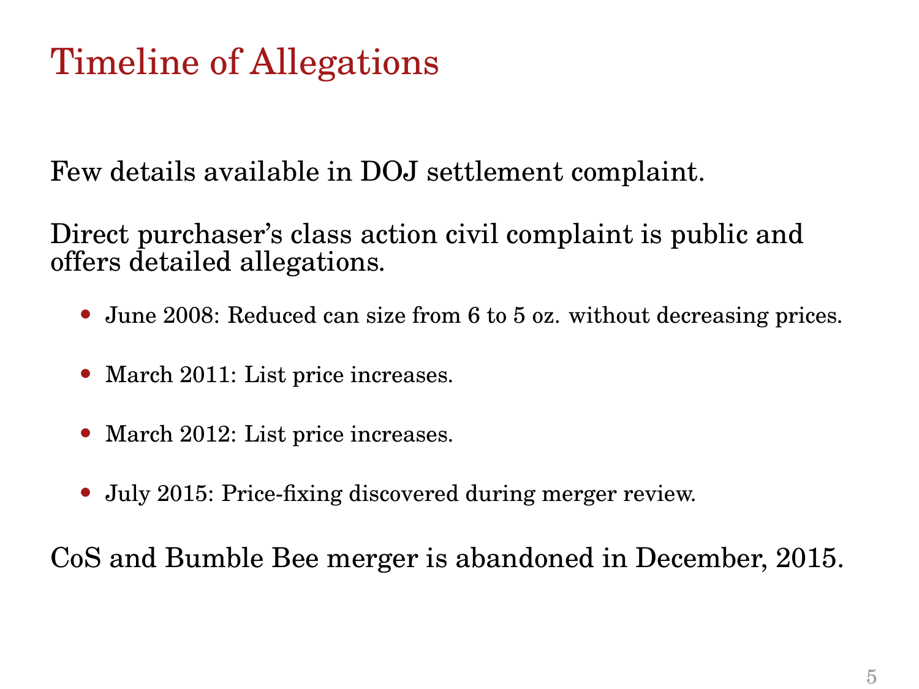# Timeline of Allegations

Few details available in DOJ settlement complaint.

Direct purchaser's class action civil complaint is public and offers detailed allegations.

- June 2008: Reduced can size from 6 to 5 oz. without decreasing prices.
- March 2011: List price increases.
- March 2012: List price increases.
- July 2015: Price-fixing discovered during merger review.

CoS and Bumble Bee merger is abandoned in December, 2015.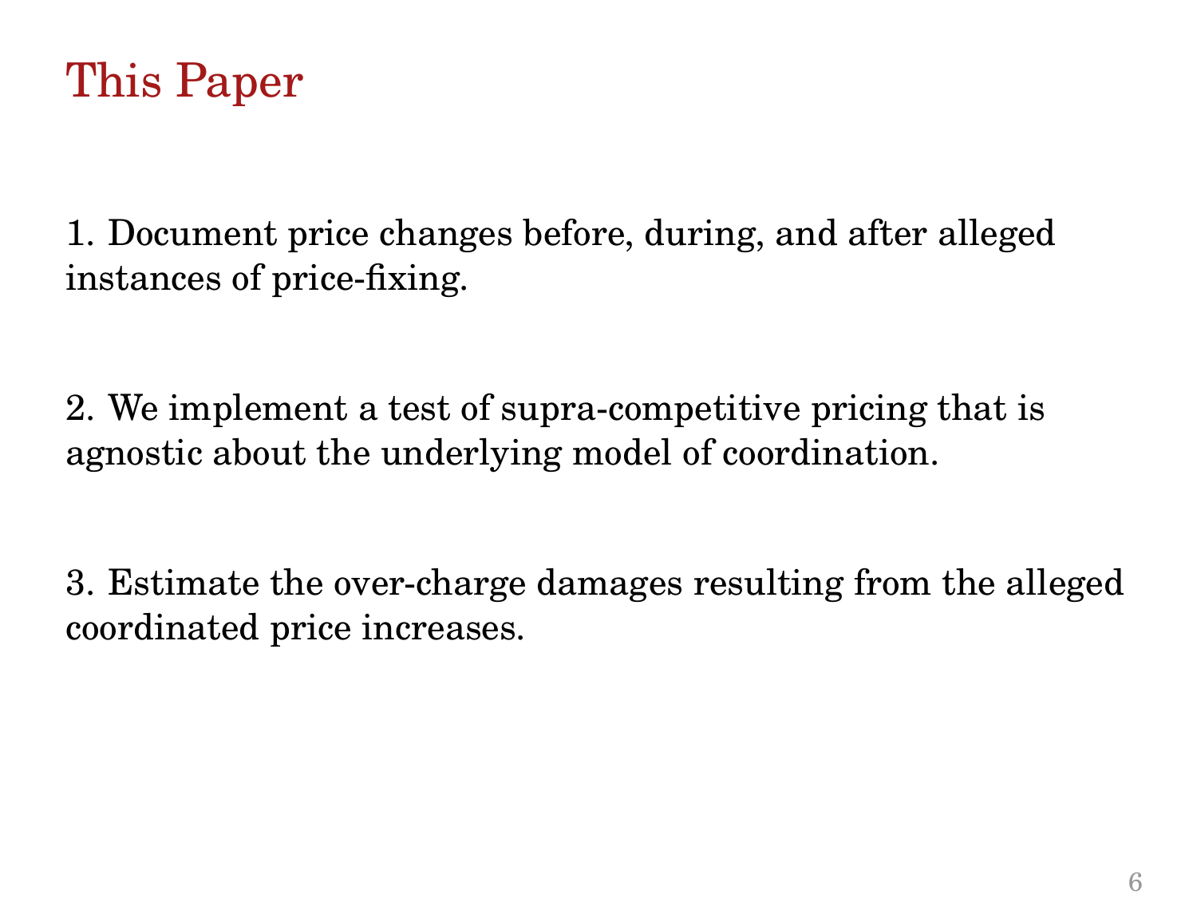# This Paper

1. Document price changes before, during, and after alleged instances of price-fixing.

2. We implement a test of supra-competitive pricing that is agnostic about the underlying model of coordination.

3. Estimate the over-charge damages resulting from the alleged coordinated price increases.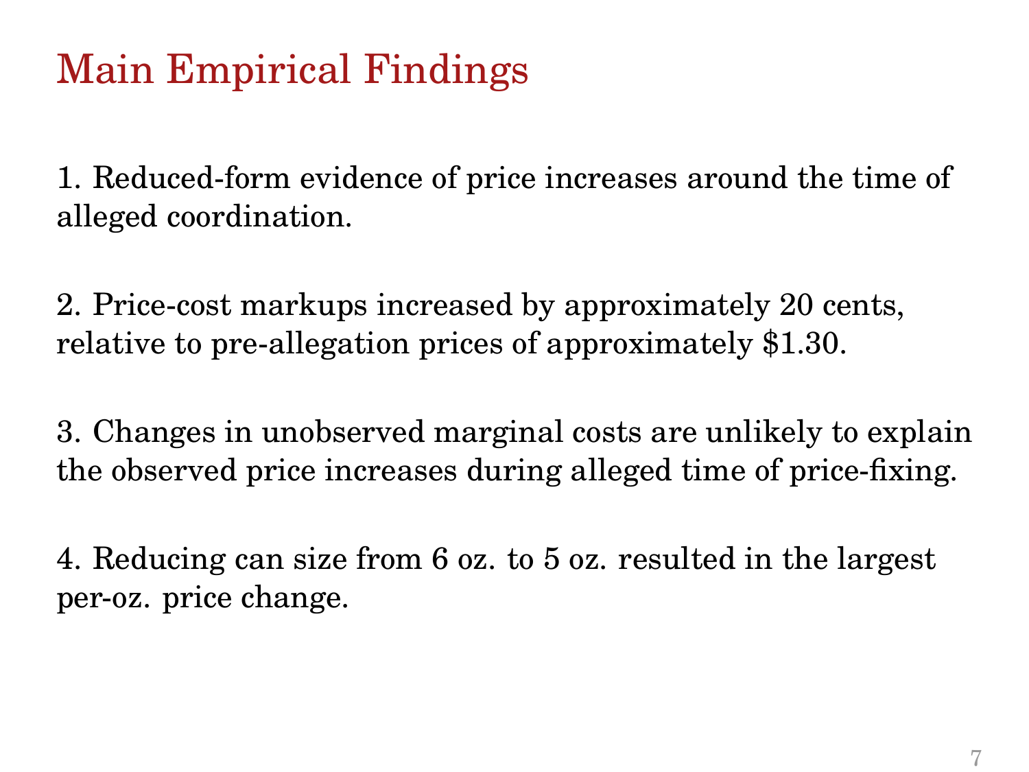# Main Empirical Findings

1. Reduced-form evidence of price increases around the time of alleged coordination.

2. Price-cost markups increased by approximately 20 cents, relative to pre-allegation prices of approximately $1.30.

3. Changes in unobserved marginal costs are unlikely to explain the observed price increases during alleged time of price-fixing.

4. Reducing can size from 6 oz. to 5 oz. resulted in the largest per-oz. price change.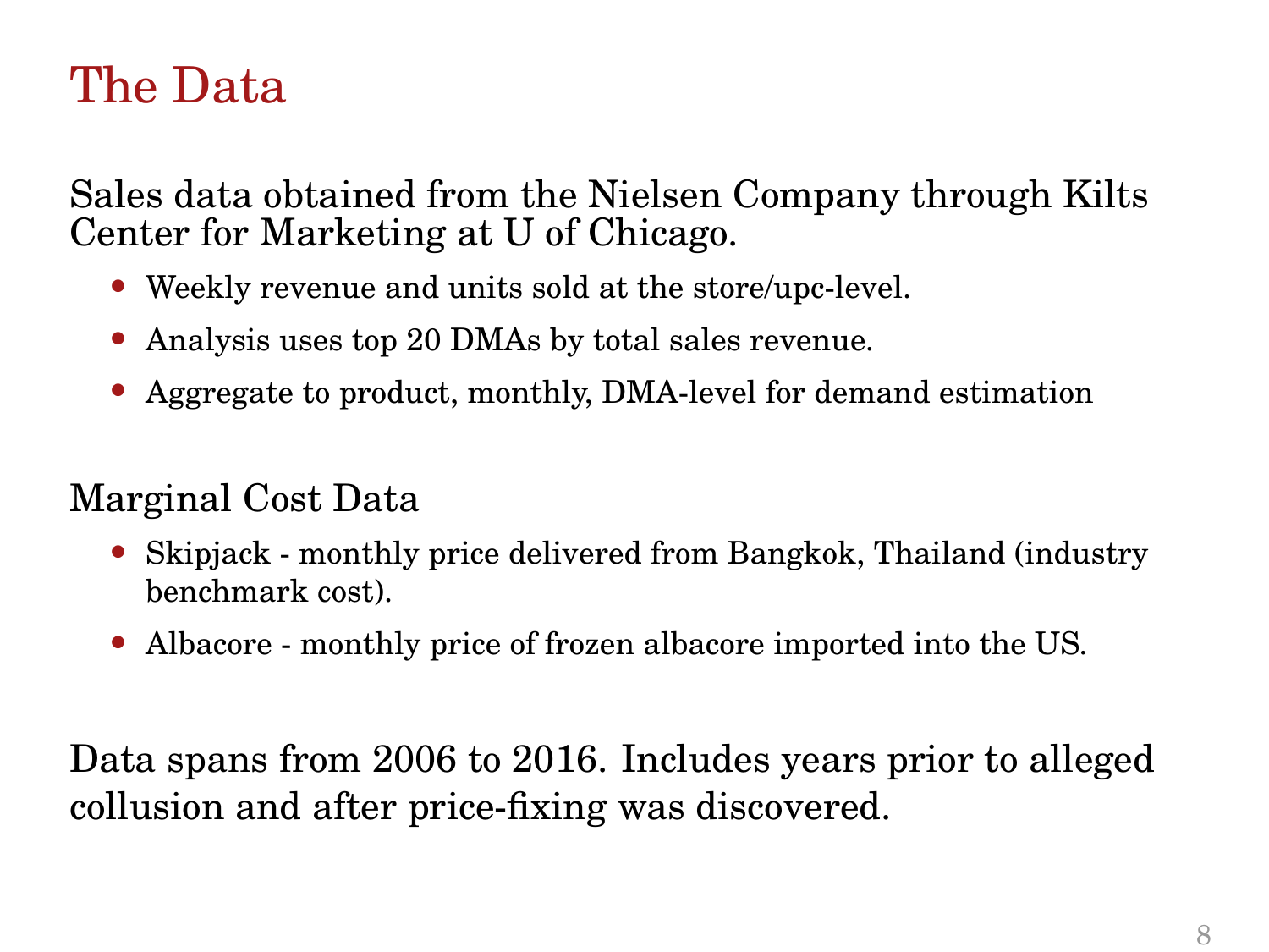# The Data

Sales data obtained from the Nielsen Company through Kilts Center for Marketing at U of Chicago.

- Weekly revenue and units sold at the store/upc-level.
- Analysis uses top 20 DMAs by total sales revenue.
- Aggregate to product, monthly, DMA-level for demand estimation

Marginal Cost Data

- Skipjack - monthly price delivered from Bangkok, Thailand (industry benchmark cost).
- Albacore - monthly price of frozen albacore imported into the US.

Data spans from 2006 to 2016. Includes years prior to alleged collusion and after price-fixing was discovered.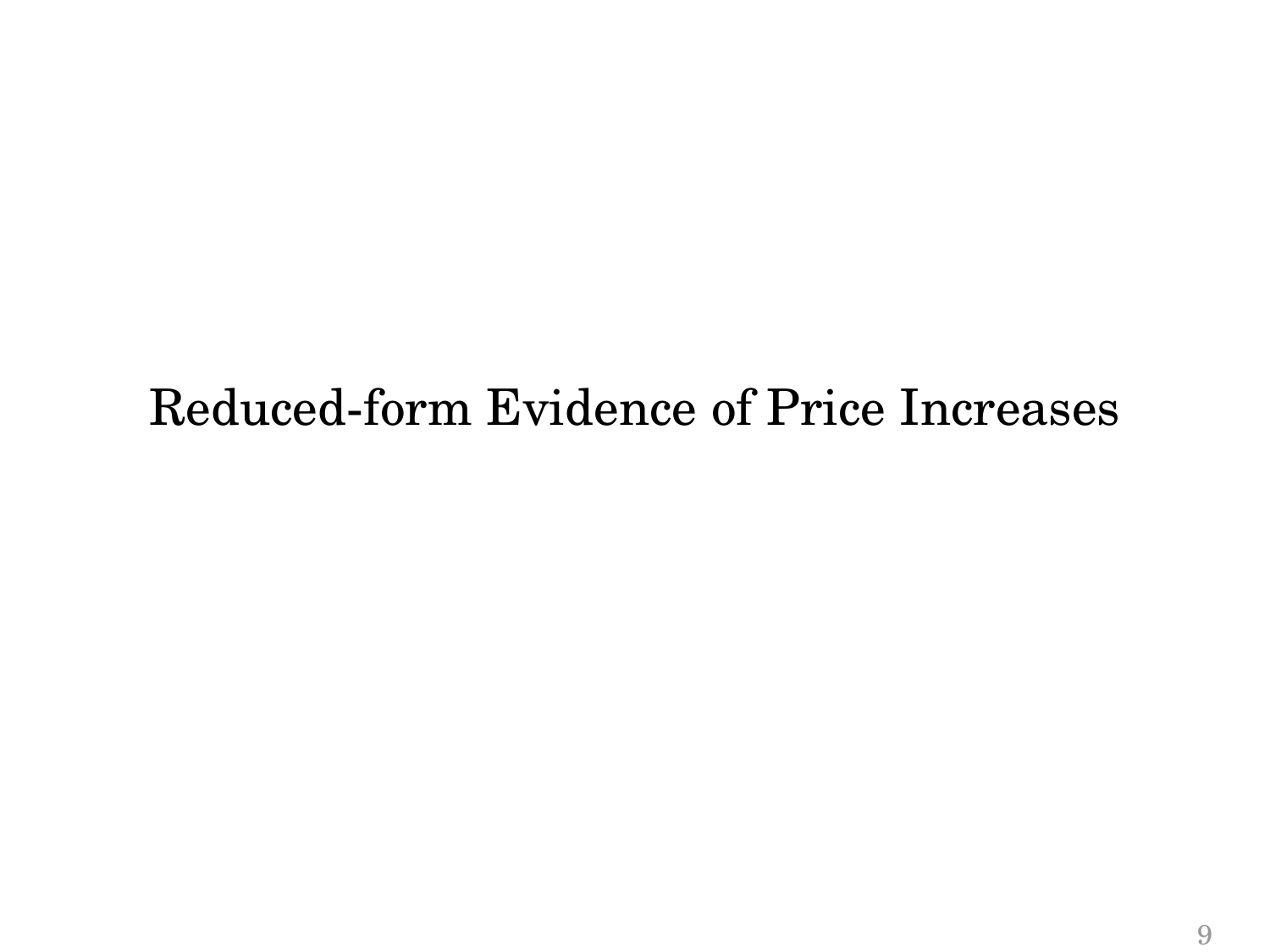# Reduced-form Evidence of Price Increases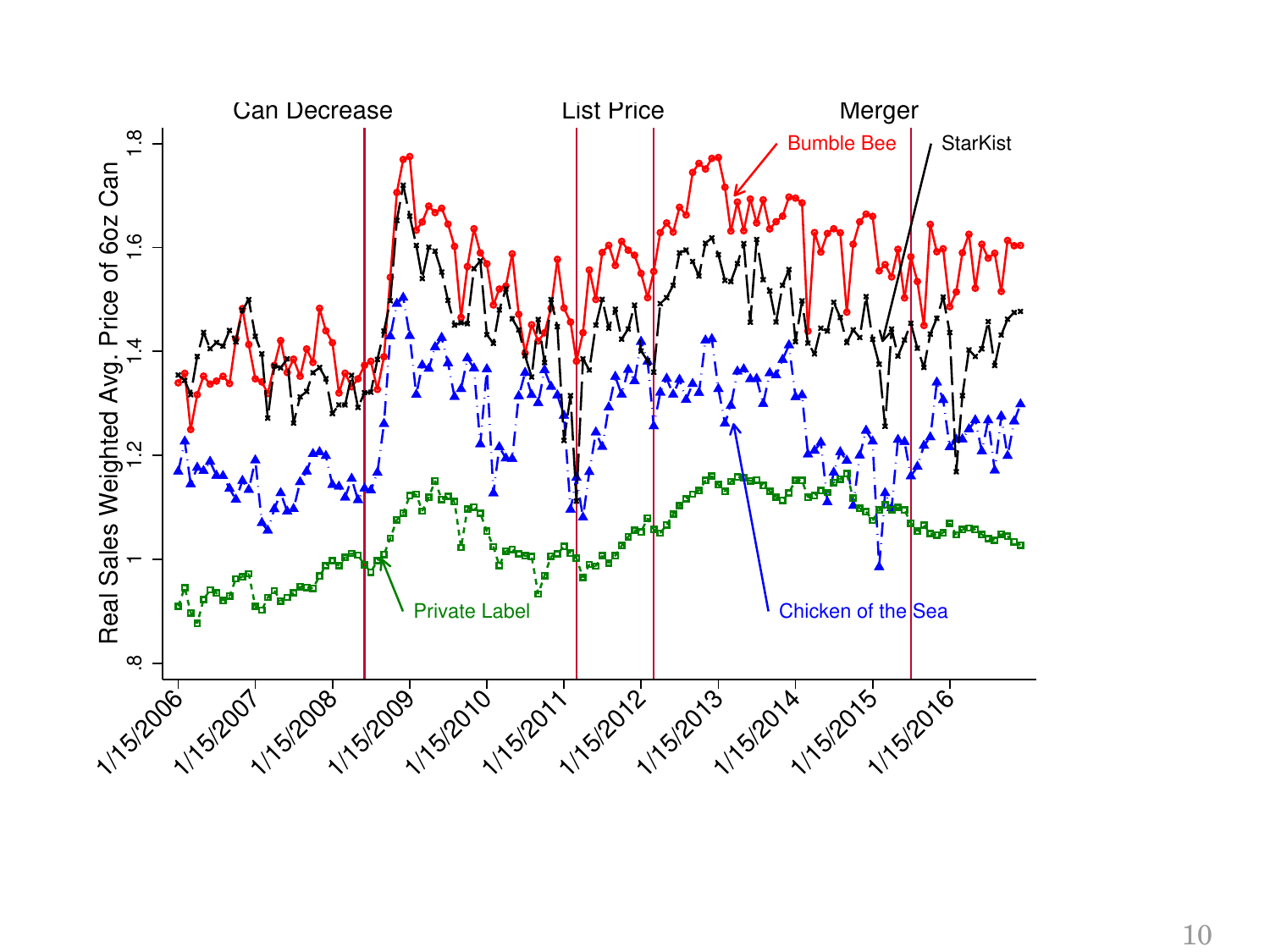Can Decrease | List Price | Merger

Real Sales Weighted Avg. Price of 6oz Can

Bumble Bee

StarKist

Chicken of the Sea

Private Label

.8, 1, 1.2, 1.4, 1.6, 1.8

1/15/2006, 1/15/2007, 1/15/2008, 1/15/2009, 1/15/2010, 1/15/2011, 1/15/2012, 1/15/2013, 1/15/2014, 1/15/2015, 1/15/2016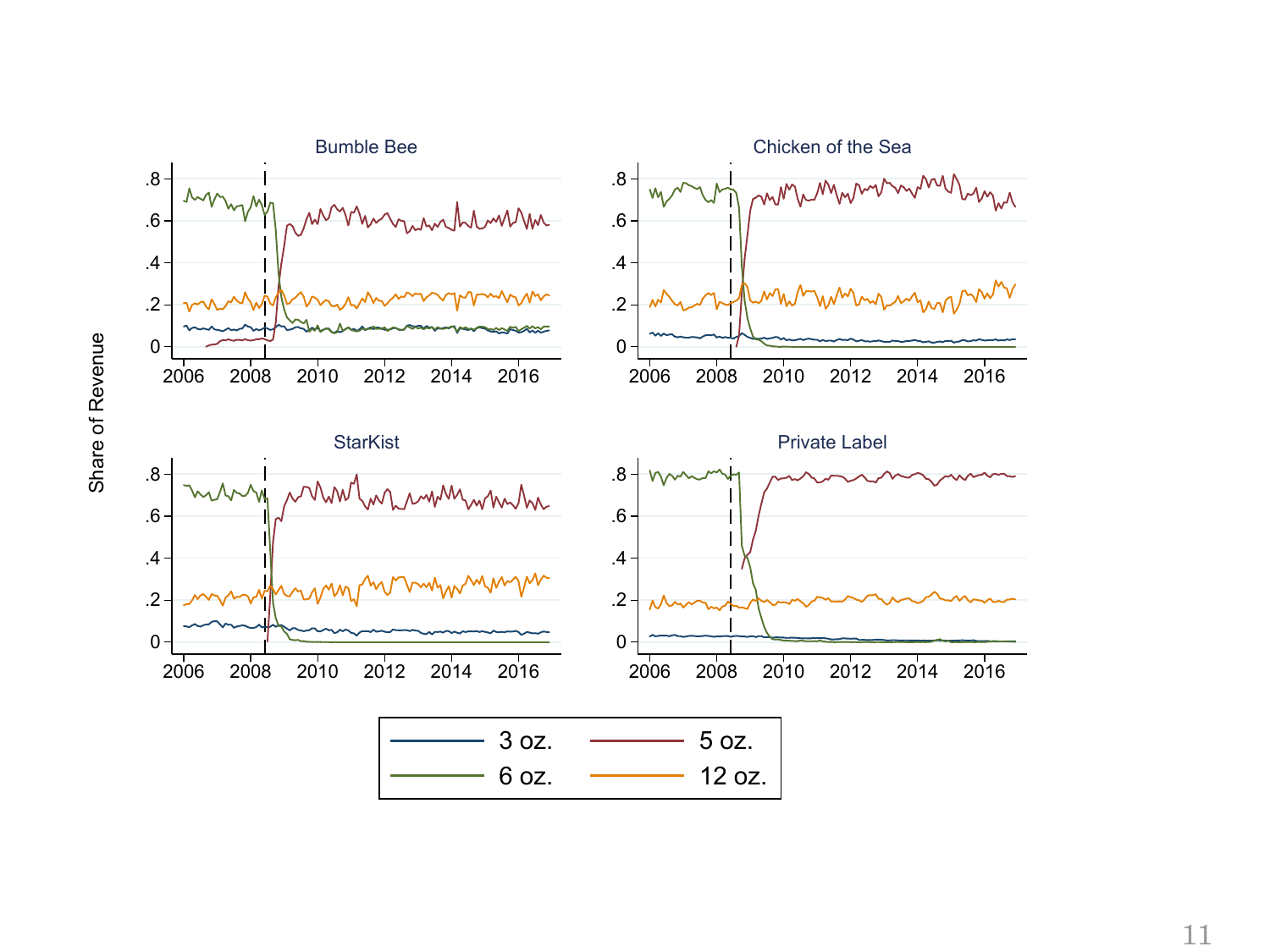Share of Revenue

**Bumble Bee**

**Chicken of the Sea**

**StarKist**

**Private Label**

Legend: 3 oz. | 5 oz. | 6 oz. | 12 oz.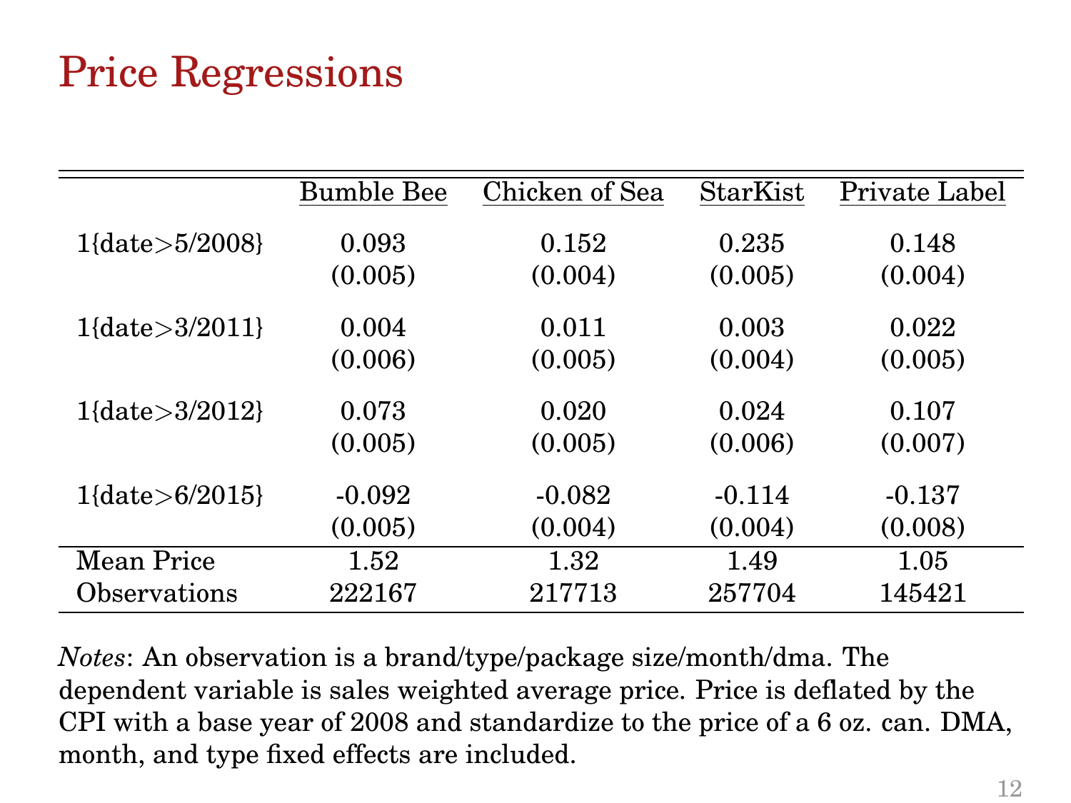# Price Regressions

| | Bumble Bee | Chicken of Sea | StarKist | Private Label |
|---|---|---|---|---|
| 1{date>5/2008} | 0.093 | 0.152 | 0.235 | 0.148 |
| | (0.005) | (0.004) | (0.005) | (0.004) |
| 1{date>3/2011} | 0.004 | 0.011 | 0.003 | 0.022 |
| | (0.006) | (0.005) | (0.004) | (0.005) |
| 1{date>3/2012} | 0.073 | 0.020 | 0.024 | 0.107 |
| | (0.005) | (0.005) | (0.006) | (0.007) |
| 1{date>6/2015} | -0.092 | -0.082 | -0.114 | -0.137 |
| | (0.005) | (0.004) | (0.004) | (0.008) |
| Mean Price | 1.52 | 1.32 | 1.49 | 1.05 |
| Observations | 222167 | 217713 | 257704 | 145421 |

*Notes*: An observation is a brand/type/package size/month/dma. The dependent variable is sales weighted average price. Price is deflated by the CPI with a base year of 2008 and standardize to the price of a 6 oz. can. DMA, month, and type fixed effects are included.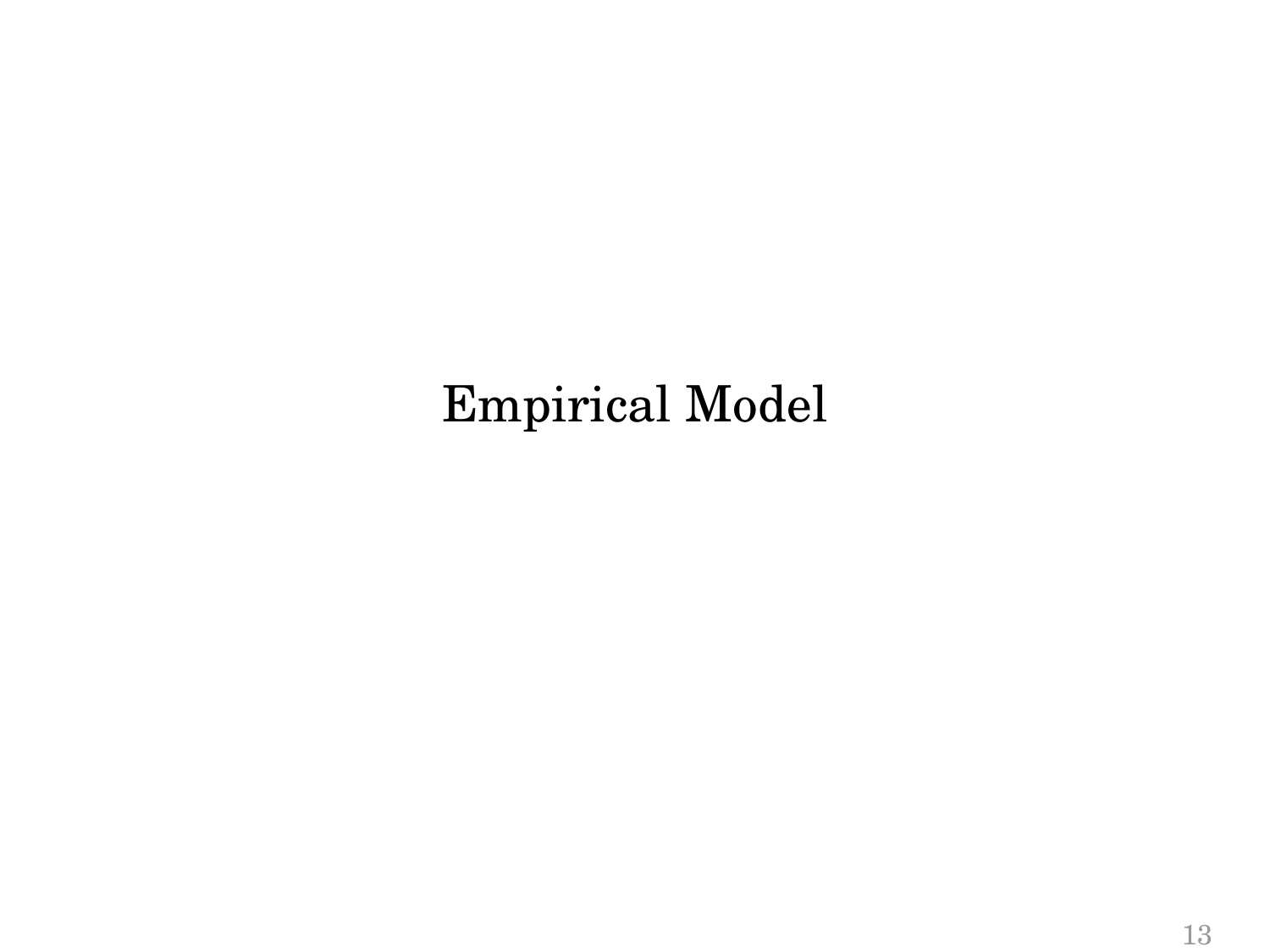# Empirical Model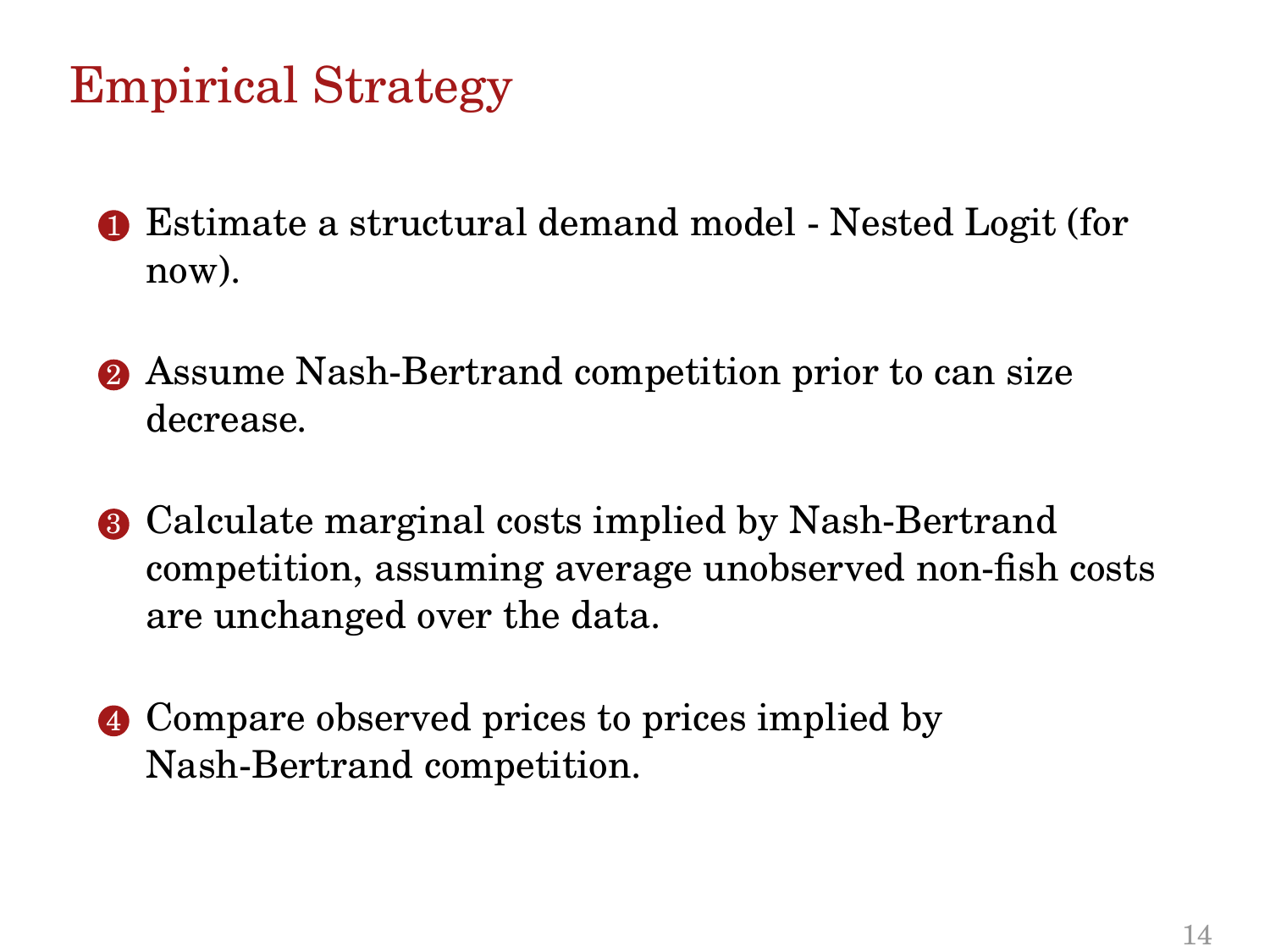# Empirical Strategy

1. Estimate a structural demand model - Nested Logit (for now).

2. Assume Nash-Bertrand competition prior to can size decrease.

3. Calculate marginal costs implied by Nash-Bertrand competition, assuming average unobserved non-fish costs are unchanged over the data.

4. Compare observed prices to prices implied by Nash-Bertrand competition.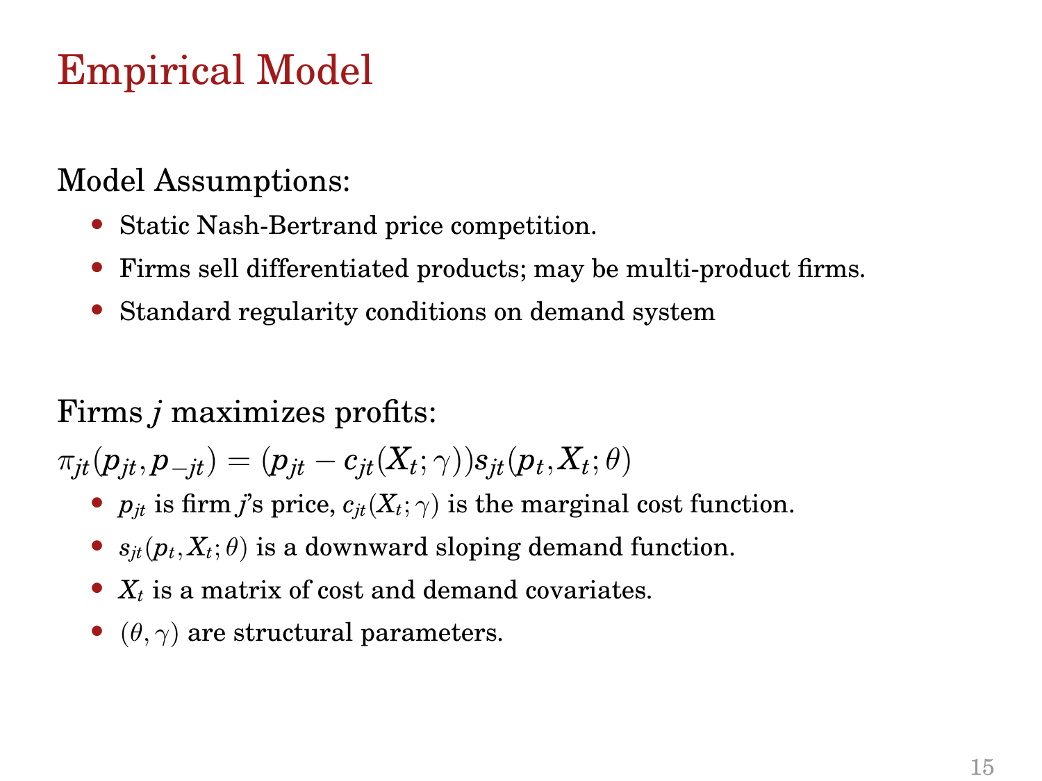# Empirical Model

Model Assumptions:

- Static Nash-Bertrand price competition.
- Firms sell differentiated products; may be multi-product firms.
- Standard regularity conditions on demand system

Firms $j$ maximizes profits:

$$\pi_{jt}(p_{jt}, p_{-jt}) = (p_{jt} - c_{jt}(X_t; \gamma))s_{jt}(p_t, X_t; \theta)$$

- $p_{jt}$ is firm $j$'s price, $c_{jt}(X_t; \gamma)$ is the marginal cost function.
- $s_{jt}(p_t, X_t; \theta)$ is a downward sloping demand function.
- $X_t$ is a matrix of cost and demand covariates.
- $(\theta, \gamma)$ are structural parameters.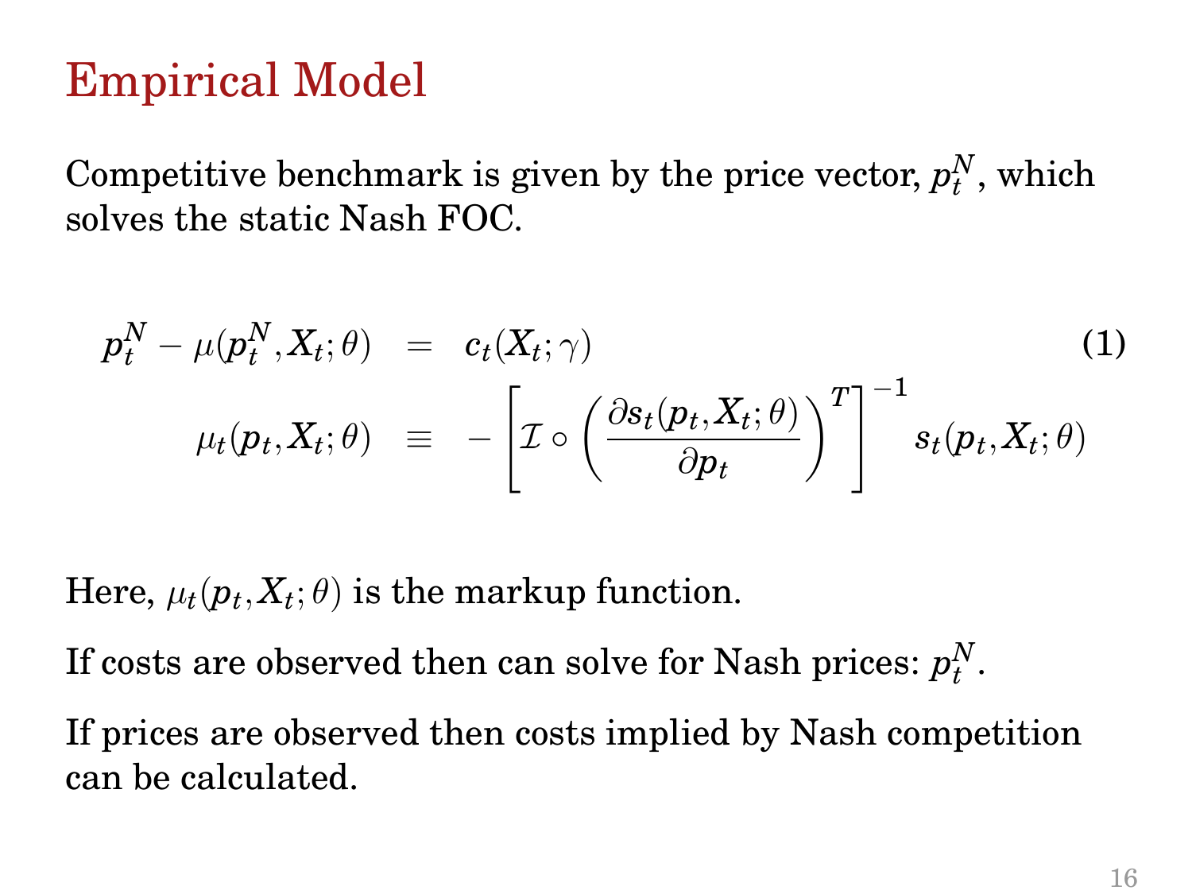# Empirical Model

Competitive benchmark is given by the price vector, $p_t^N$, which solves the static Nash FOC.

$$
\begin{aligned}
p_t^N - \mu(p_t^N, X_t; \theta) &= c_t(X_t; \gamma) \qquad (1) \\
\mu_t(p_t, X_t; \theta) &\equiv -\left[\mathcal{I} \circ \left(\frac{\partial s_t(p_t, X_t; \theta)}{\partial p_t}\right)^T\right]^{-1} s_t(p_t, X_t; \theta)
\end{aligned}
$$

Here, $\mu_t(p_t, X_t; \theta)$ is the markup function.

If costs are observed then can solve for Nash prices: $p_t^N$.

If prices are observed then costs implied by Nash competition can be calculated.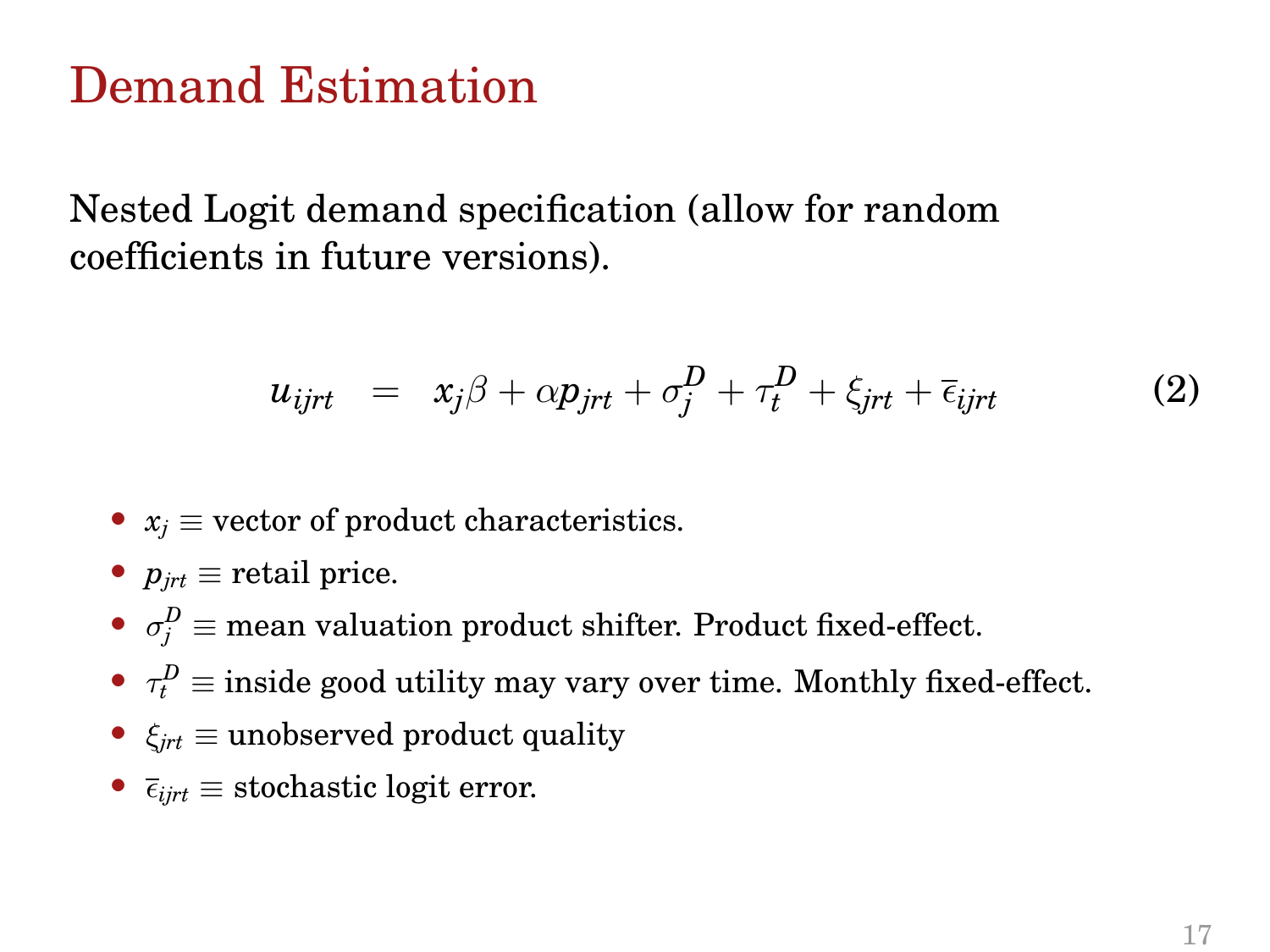# Demand Estimation

Nested Logit demand specification (allow for random coefficients in future versions).

$$u_{ijrt} = x_j\beta + \alpha p_{jrt} + \sigma_j^D + \tau_t^D + \xi_{jrt} + \overline{\epsilon}_{ijrt} \tag{2}$$

- $x_j \equiv$ vector of product characteristics.
- $p_{jrt} \equiv$ retail price.
- $\sigma_j^D \equiv$ mean valuation product shifter. Product fixed-effect.
- $\tau_t^D \equiv$ inside good utility may vary over time. Monthly fixed-effect.
- $\xi_{jrt} \equiv$ unobserved product quality
- $\overline{\epsilon}_{ijrt} \equiv$ stochastic logit error.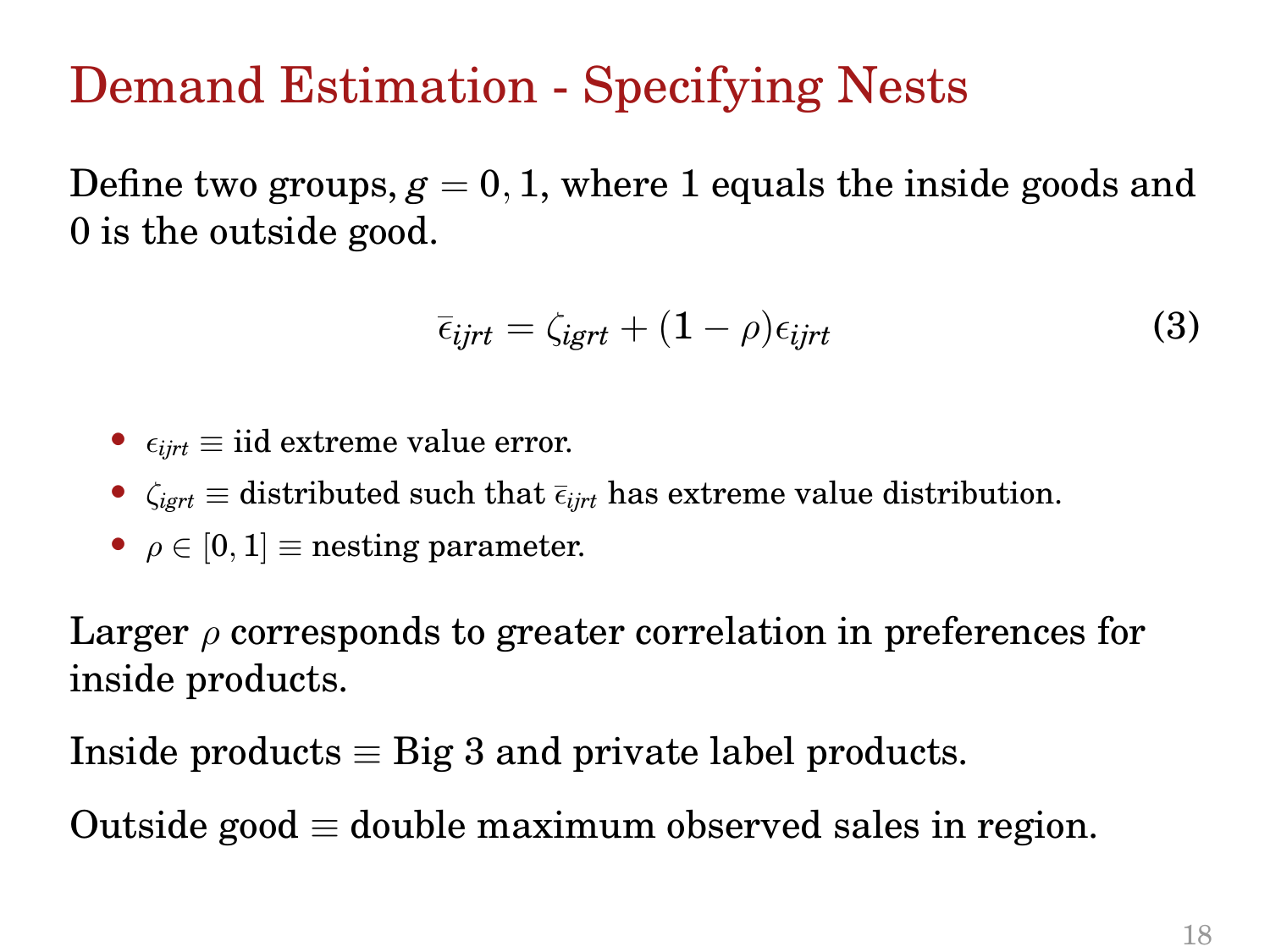# Demand Estimation - Specifying Nests

Define two groups, $g = 0, 1$, where 1 equals the inside goods and 0 is the outside good.

$$\bar{\epsilon}_{ijrt} = \zeta_{igrt} + (1 - \rho)\epsilon_{ijrt} \tag{3}$$

- $\epsilon_{ijrt} \equiv$ iid extreme value error.
- $\zeta_{igrt} \equiv$ distributed such that $\bar{\epsilon}_{ijrt}$ has extreme value distribution.
- $\rho \in [0, 1] \equiv$ nesting parameter.

Larger $\rho$ corresponds to greater correlation in preferences for inside products.

Inside products $\equiv$ Big 3 and private label products.

Outside good $\equiv$ double maximum observed sales in region.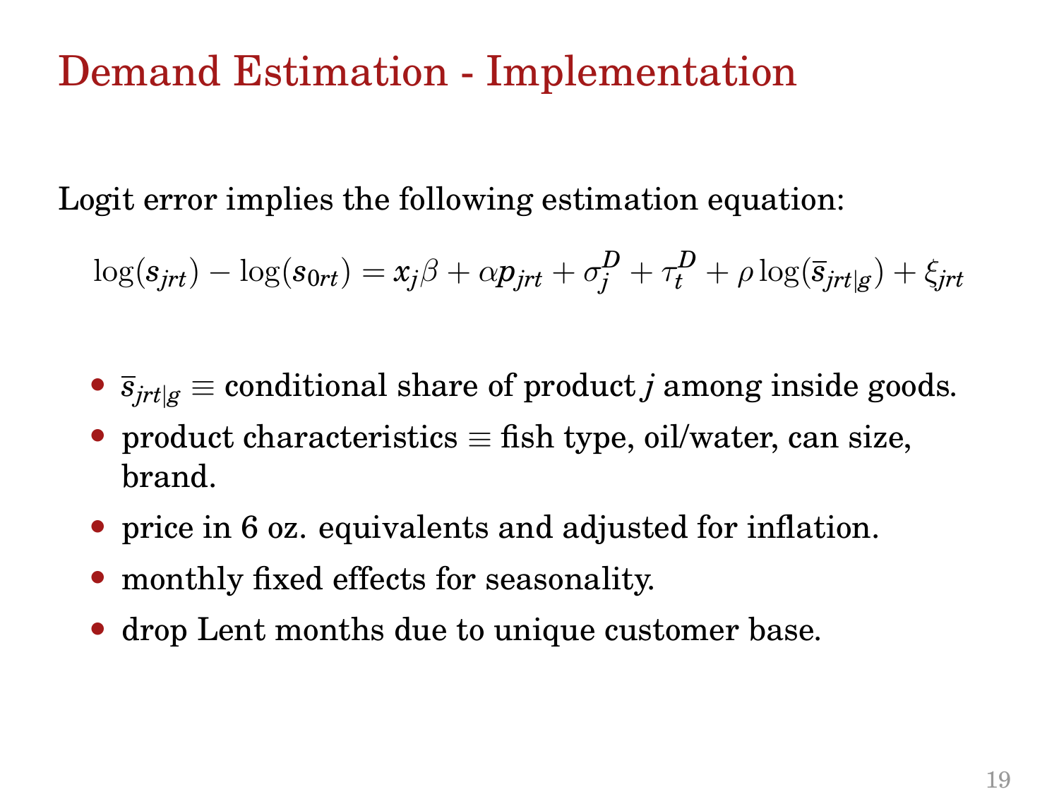# Demand Estimation - Implementation

Logit error implies the following estimation equation:

$$\log(s_{jrt}) - \log(s_{0rt}) = x_j\beta + \alpha p_{jrt} + \sigma_j^D + \tau_t^D + \rho \log(\bar{s}_{jrt|g}) + \xi_{jrt}$$

- $\bar{s}_{jrt|g} \equiv$ conditional share of product $j$ among inside goods.
- product characteristics $\equiv$ fish type, oil/water, can size, brand.
- price in 6 oz. equivalents and adjusted for inflation.
- monthly fixed effects for seasonality.
- drop Lent months due to unique customer base.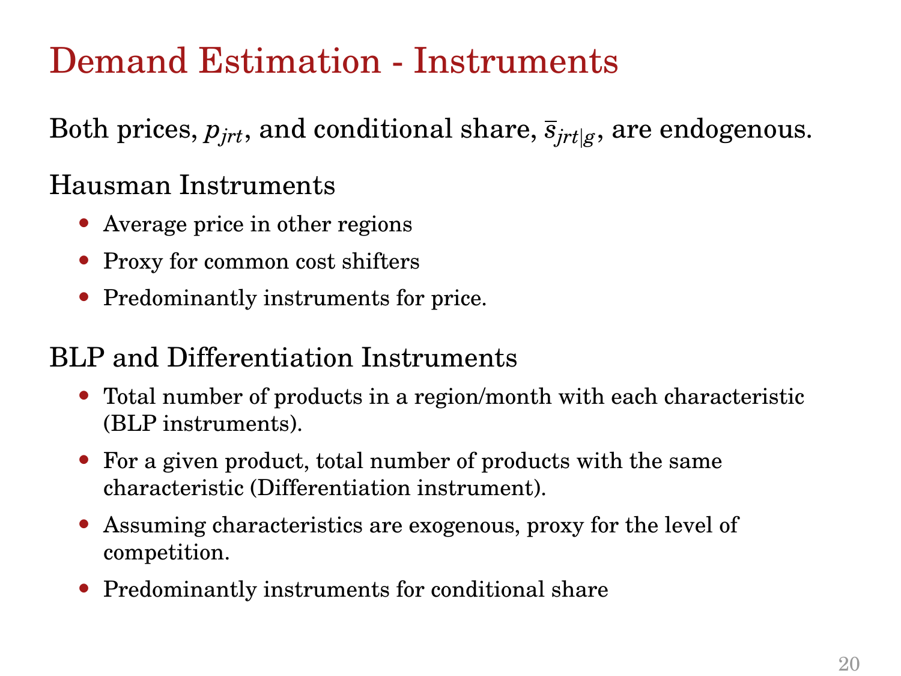# Demand Estimation - Instruments

Both prices, $p_{jrt}$, and conditional share, $\bar{s}_{jrt|g}$, are endogenous.

## Hausman Instruments

- Average price in other regions
- Proxy for common cost shifters
- Predominantly instruments for price.

## BLP and Differentiation Instruments

- Total number of products in a region/month with each characteristic (BLP instruments).
- For a given product, total number of products with the same characteristic (Differentiation instrument).
- Assuming characteristics are exogenous, proxy for the level of competition.
- Predominantly instruments for conditional share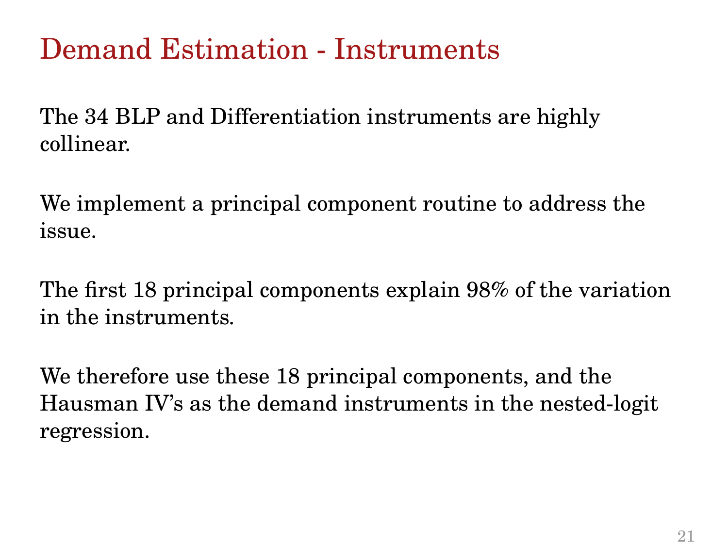# Demand Estimation - Instruments

The 34 BLP and Differentiation instruments are highly collinear.

We implement a principal component routine to address the issue.

The first 18 principal components explain 98% of the variation in the instruments.

We therefore use these 18 principal components, and the Hausman IV's as the demand instruments in the nested-logit regression.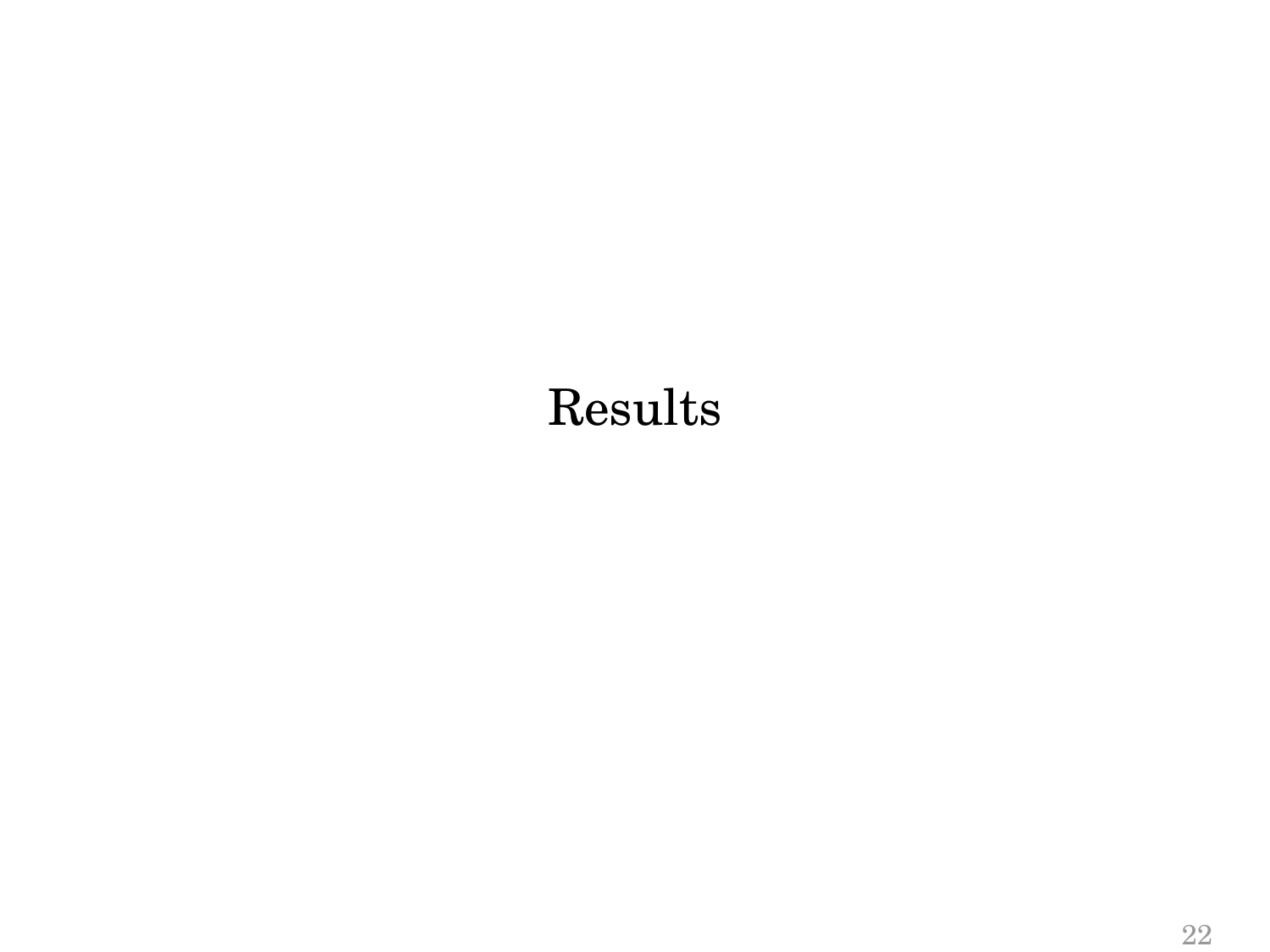# Results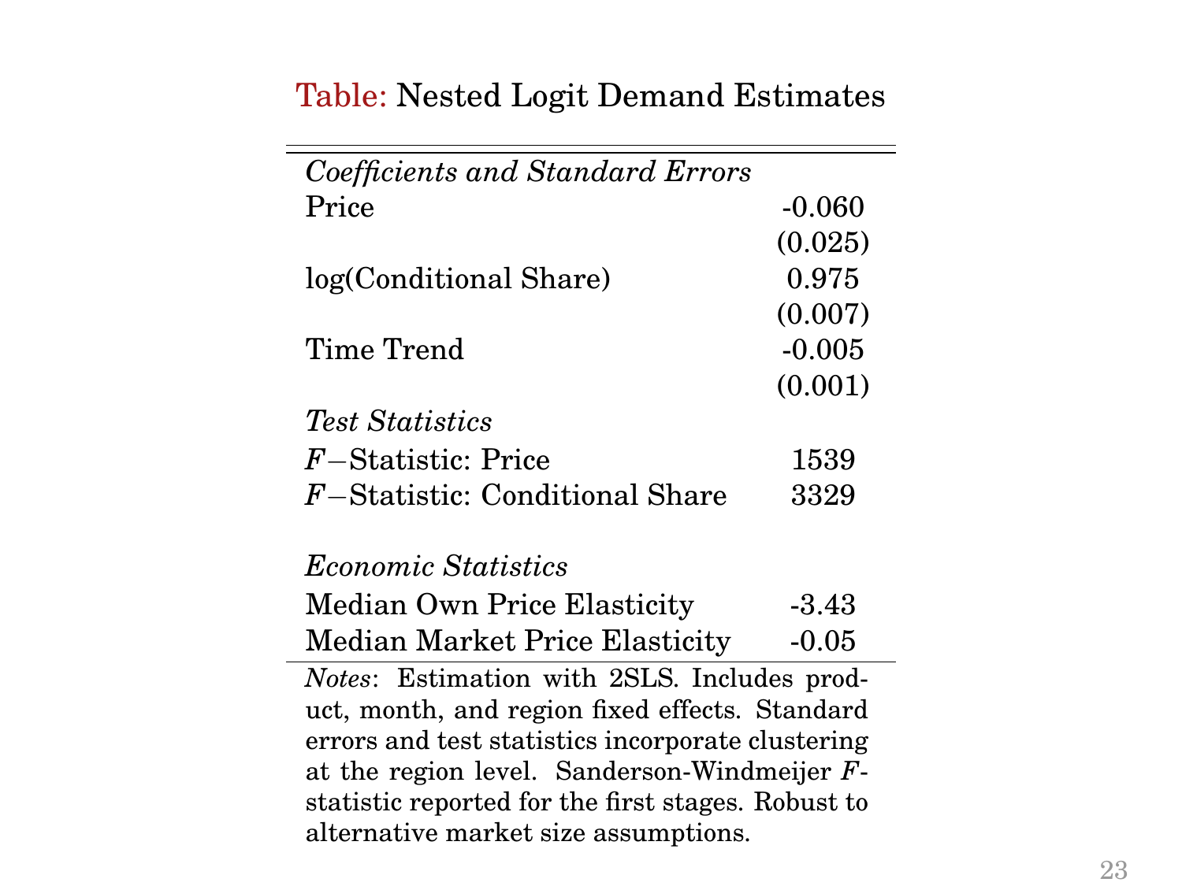Table: Nested Logit Demand Estimates

| | |
|---|---|
| *Coefficients and Standard Errors* | |
| Price | -0.060 |
| | (0.025) |
| log(Conditional Share) | 0.975 |
| | (0.007) |
| Time Trend | -0.005 |
| | (0.001) |
| *Test Statistics* | |
| $F-$Statistic: Price | 1539 |
| $F-$Statistic: Conditional Share | 3329 |
| | |
| *Economic Statistics* | |
| Median Own Price Elasticity | -3.43 |
| Median Market Price Elasticity | -0.05 |

*Notes*: Estimation with 2SLS. Includes product, month, and region fixed effects. Standard errors and test statistics incorporate clustering at the region level. Sanderson-Windmeijer $F$-statistic reported for the first stages. Robust to alternative market size assumptions.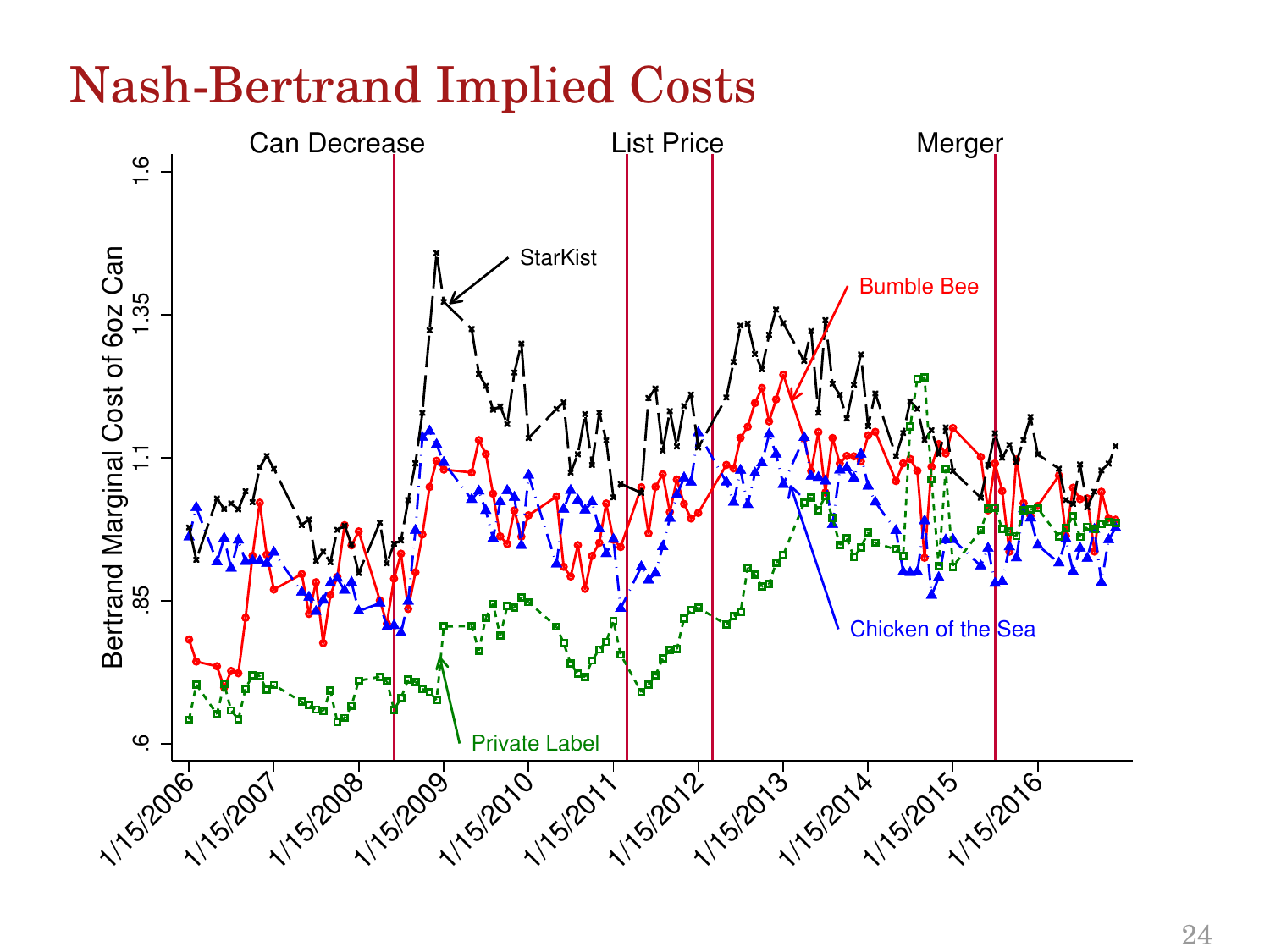# Nash-Bertrand Implied Costs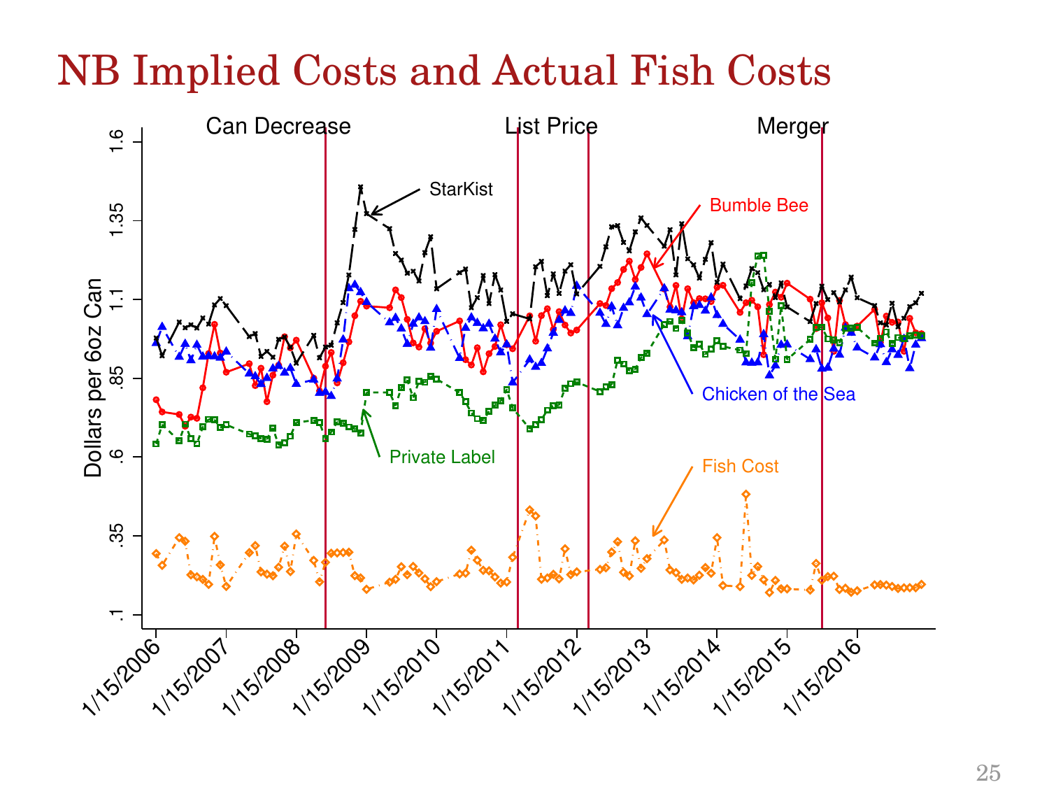# NB Implied Costs and Actual Fish Costs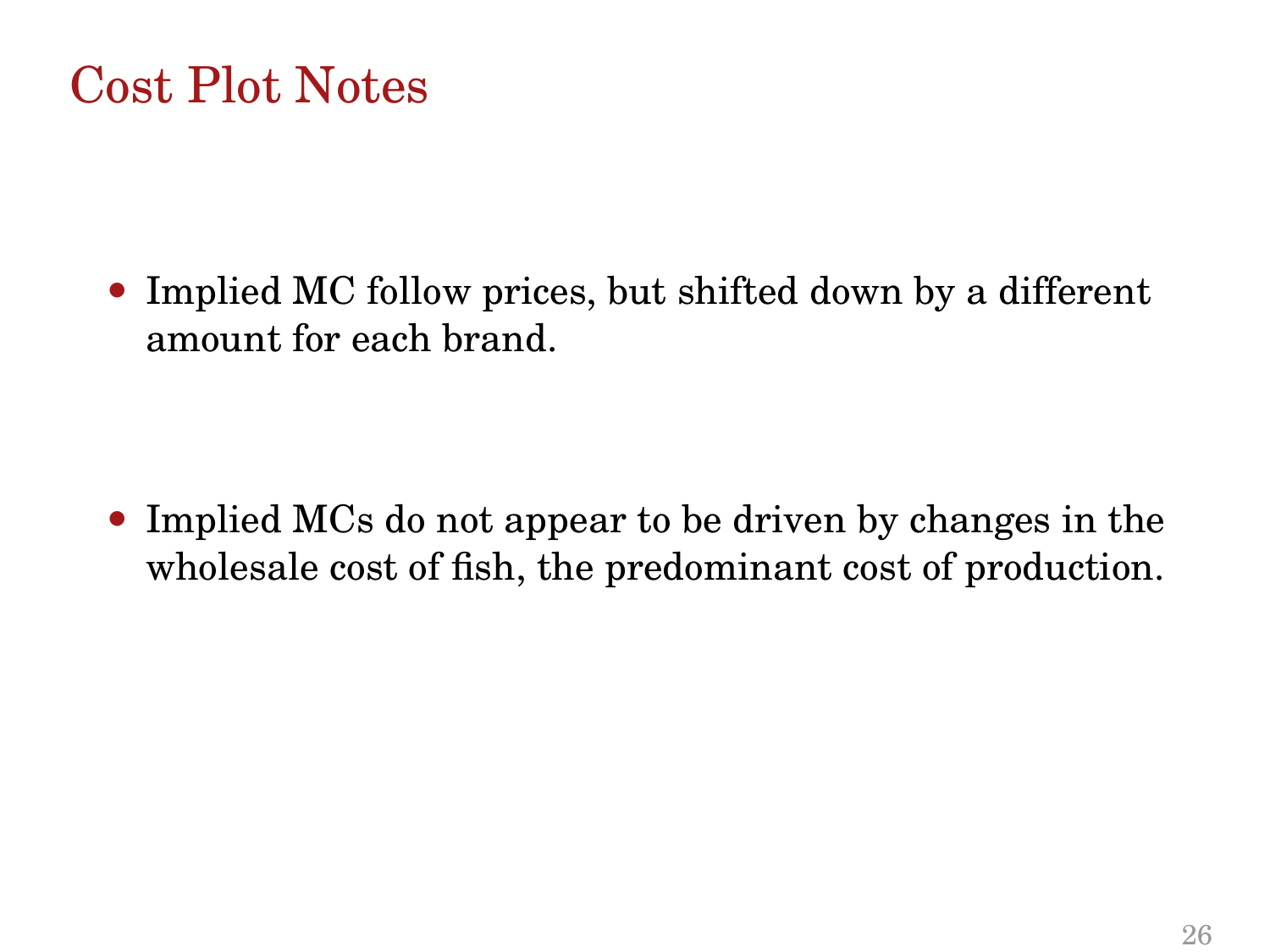# Cost Plot Notes

- Implied MC follow prices, but shifted down by a different amount for each brand.

- Implied MCs do not appear to be driven by changes in the wholesale cost of fish, the predominant cost of production.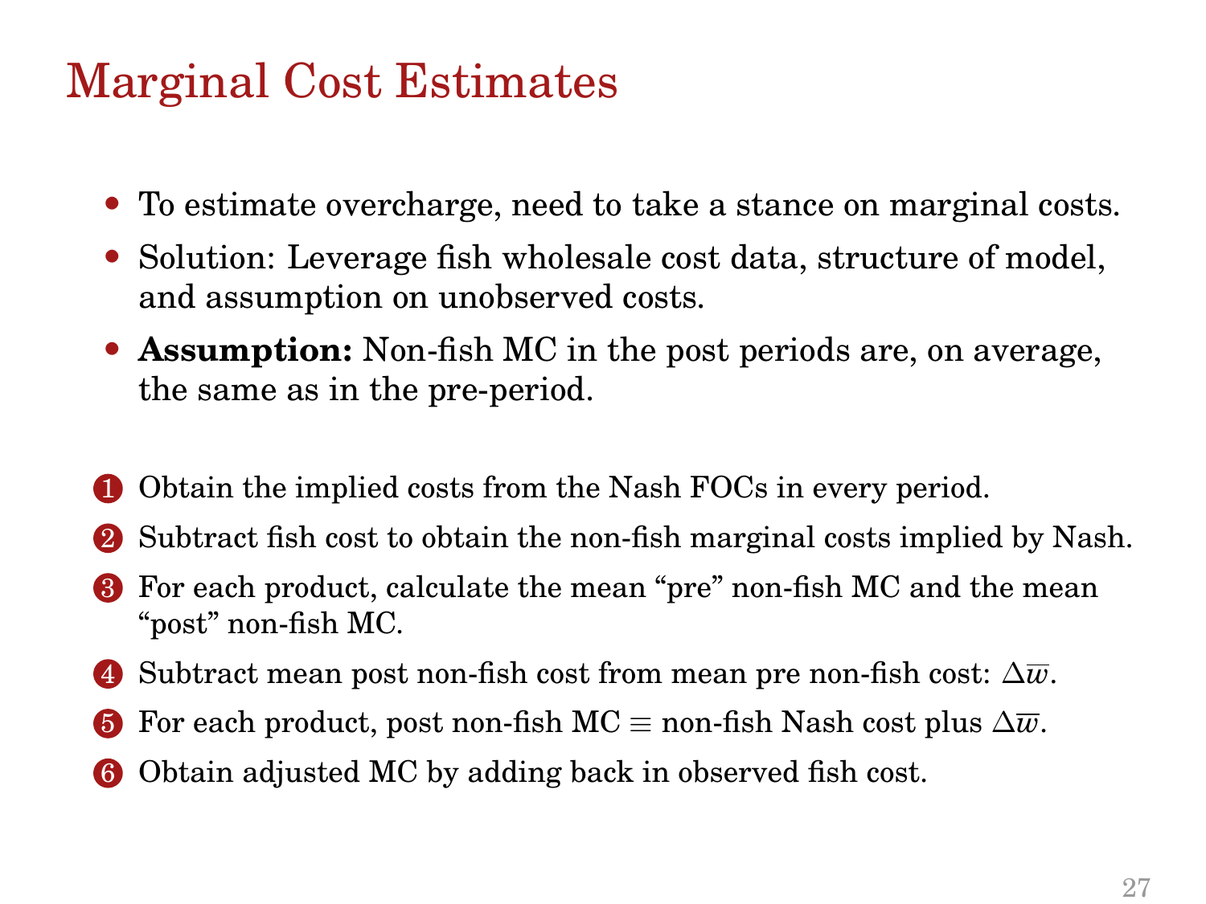# Marginal Cost Estimates

- To estimate overcharge, need to take a stance on marginal costs.
- Solution: Leverage fish wholesale cost data, structure of model, and assumption on unobserved costs.
- **Assumption:** Non-fish MC in the post periods are, on average, the same as in the pre-period.

1. Obtain the implied costs from the Nash FOCs in every period.
2. Subtract fish cost to obtain the non-fish marginal costs implied by Nash.
3. For each product, calculate the mean "pre" non-fish MC and the mean "post" non-fish MC.
4. Subtract mean post non-fish cost from mean pre non-fish cost: $\Delta\overline{w}$.
5. For each product, post non-fish MC $\equiv$ non-fish Nash cost plus $\Delta\overline{w}$.
6. Obtain adjusted MC by adding back in observed fish cost.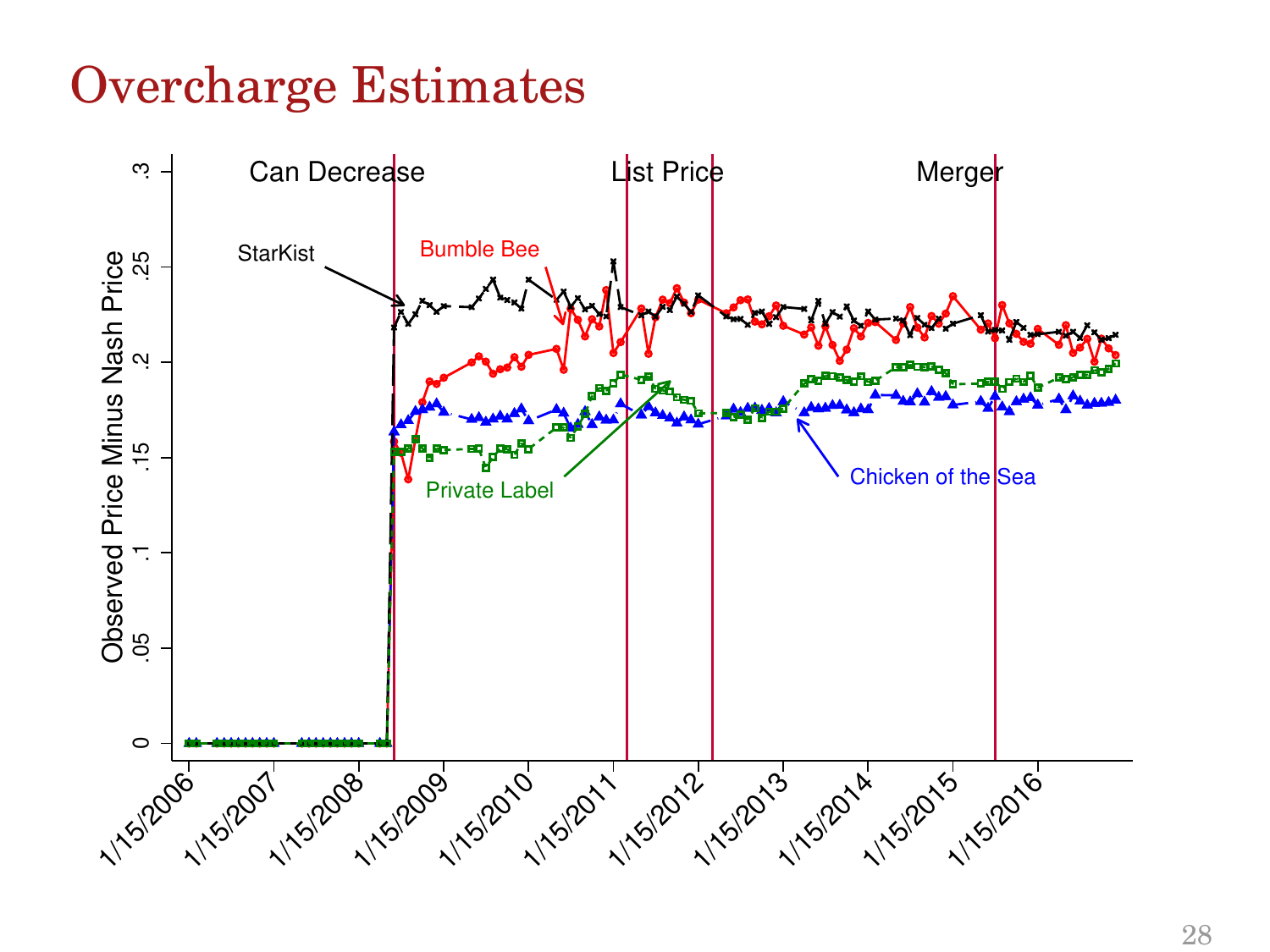# Overcharge Estimates

Can Decrease | List Price | Merger

StarKist, Bumble Bee, Private Label, Chicken of the Sea

Observed Price Minus Nash Price

0, .05, .1, .15, .2, .25, .3

1/15/2006, 1/15/2007, 1/15/2008, 1/15/2009, 1/15/2010, 1/15/2011, 1/15/2012, 1/15/2013, 1/15/2014, 1/15/2015, 1/15/2016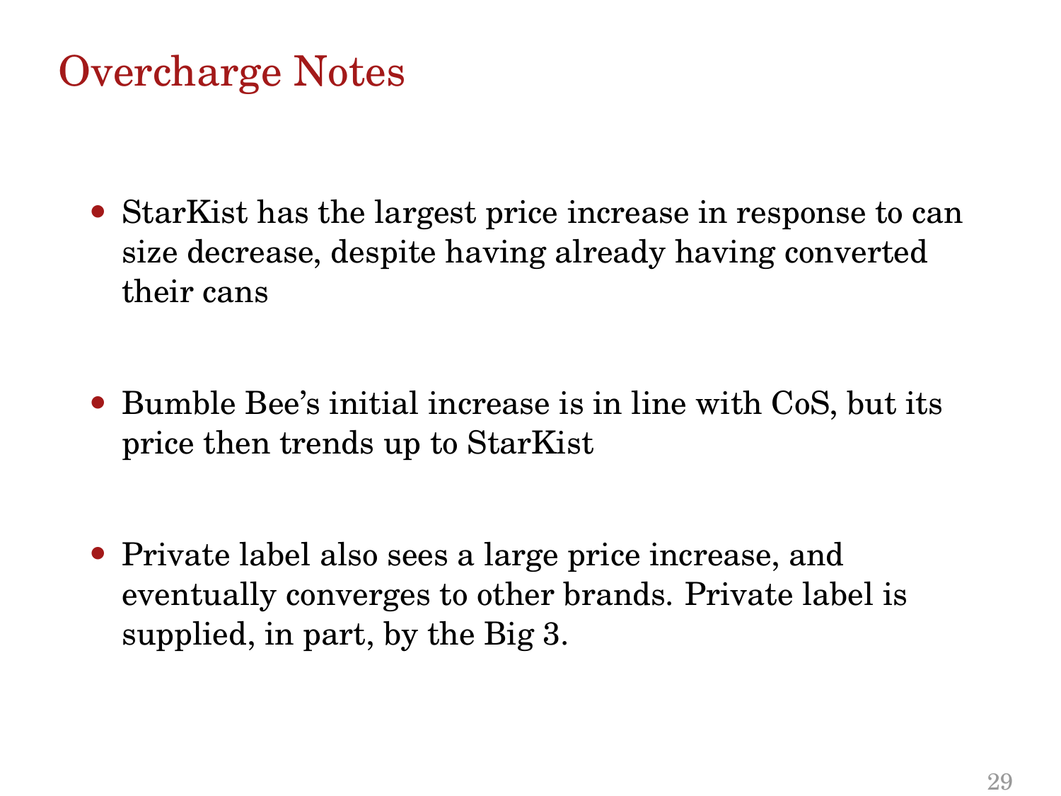# Overcharge Notes

- StarKist has the largest price increase in response to can size decrease, despite having already having converted their cans

- Bumble Bee's initial increase is in line with CoS, but its price then trends up to StarKist

- Private label also sees a large price increase, and eventually converges to other brands. Private label is supplied, in part, by the Big 3.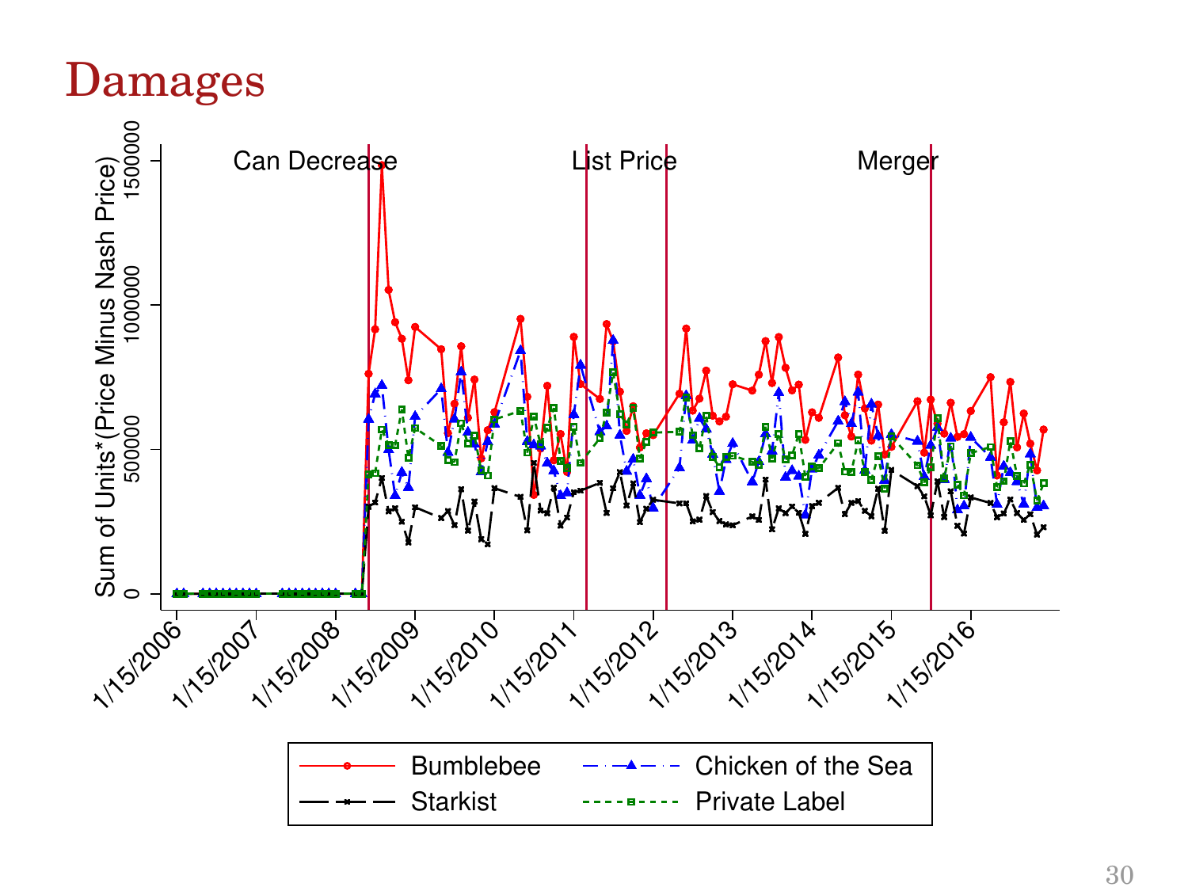# Damages

Can Decrease | List Price | Merger

Sum of Units*(Price Minus Nash Price)

0 | 500000 | 1000000 | 1500000

1/15/2006 | 1/15/2007 | 1/15/2008 | 1/15/2009 | 1/15/2010 | 1/15/2011 | 1/15/2012 | 1/15/2013 | 1/15/2014 | 1/15/2015 | 1/15/2016

Bumblebee | Chicken of the Sea | Starkist | Private Label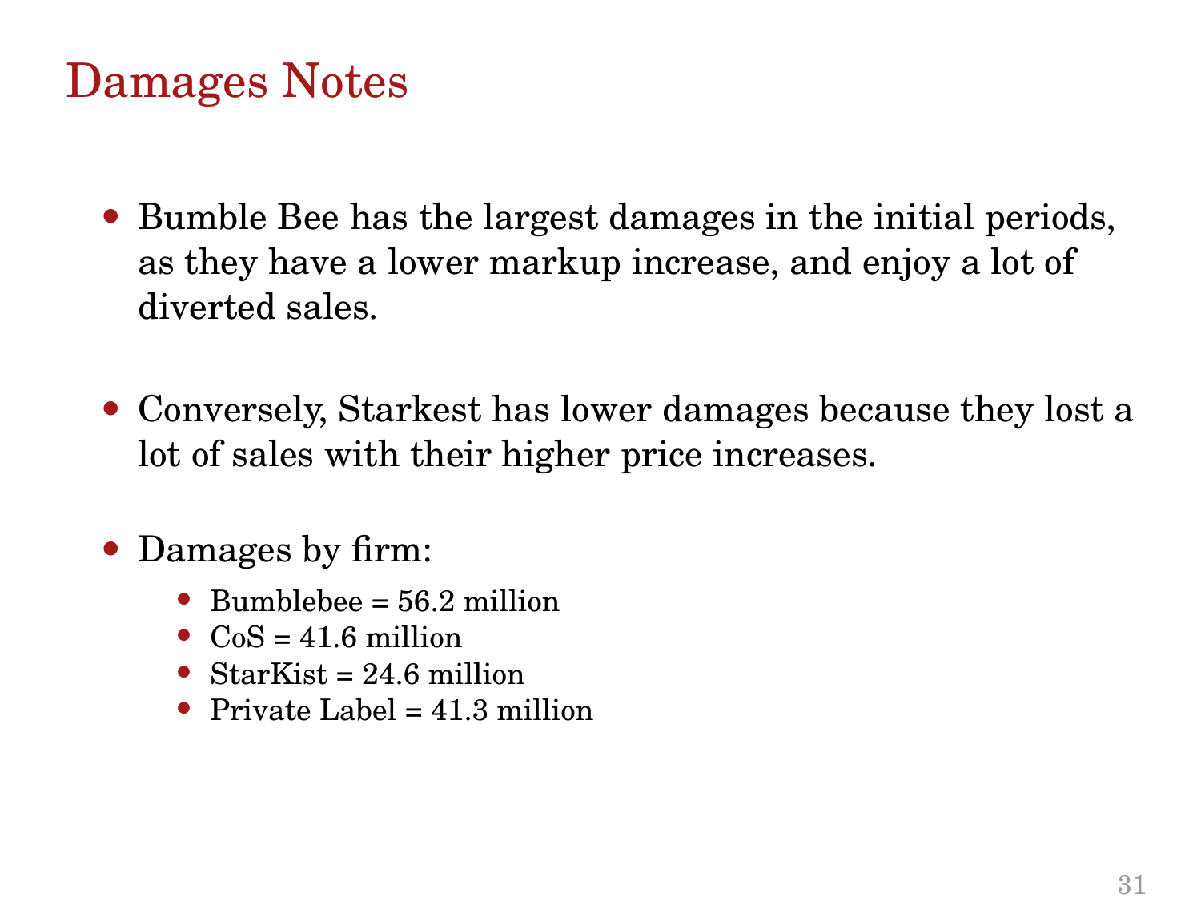# Damages Notes

- Bumble Bee has the largest damages in the initial periods, as they have a lower markup increase, and enjoy a lot of diverted sales.
- Conversely, Starkest has lower damages because they lost a lot of sales with their higher price increases.
- Damages by firm:
  - Bumblebee = 56.2 million
  - CoS = 41.6 million
  - StarKist = 24.6 million
  - Private Label = 41.3 million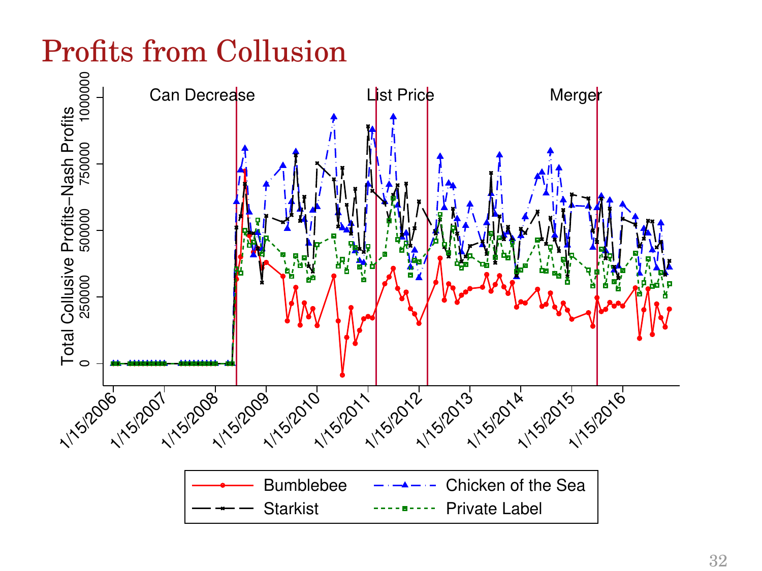# Profits from Collusion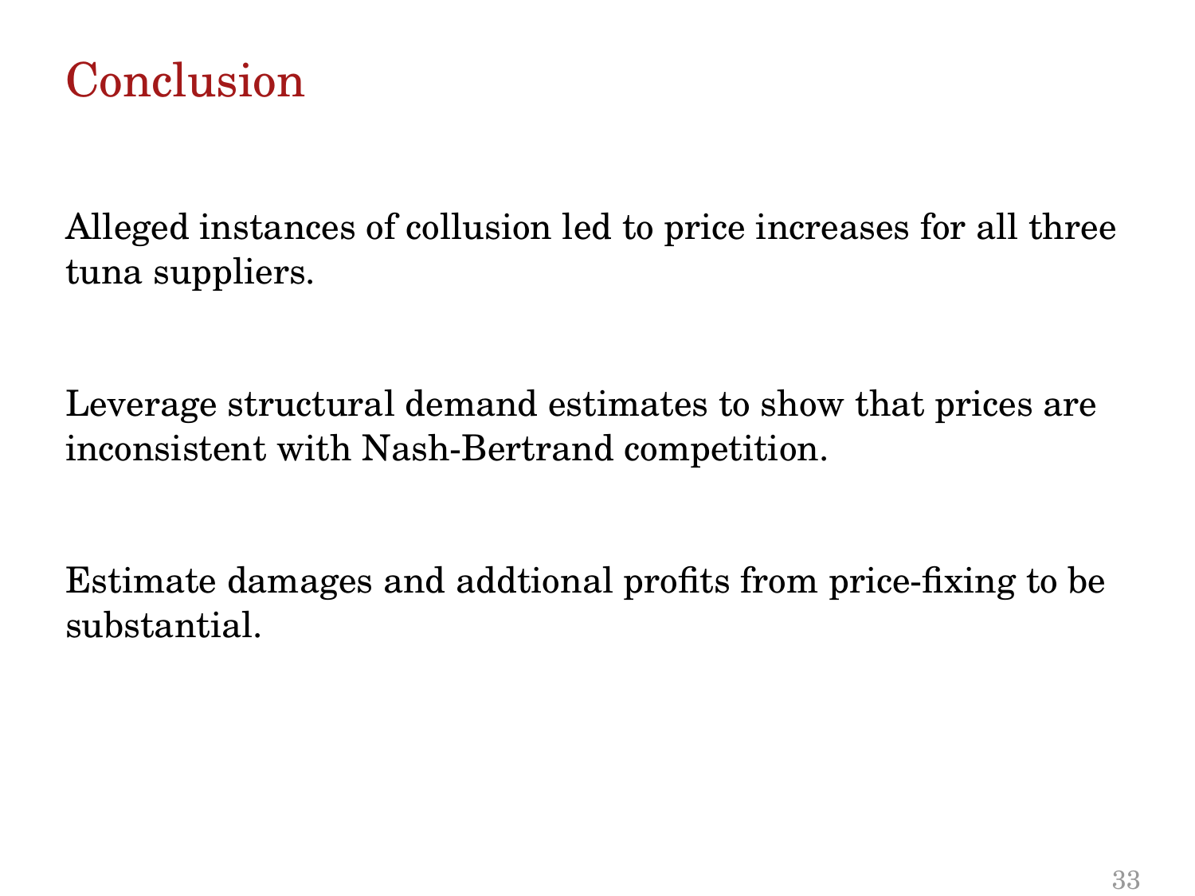# Conclusion

Alleged instances of collusion led to price increases for all three tuna suppliers.

Leverage structural demand estimates to show that prices are inconsistent with Nash-Bertrand competition.

Estimate damages and addtional profits from price-fixing to be substantial.